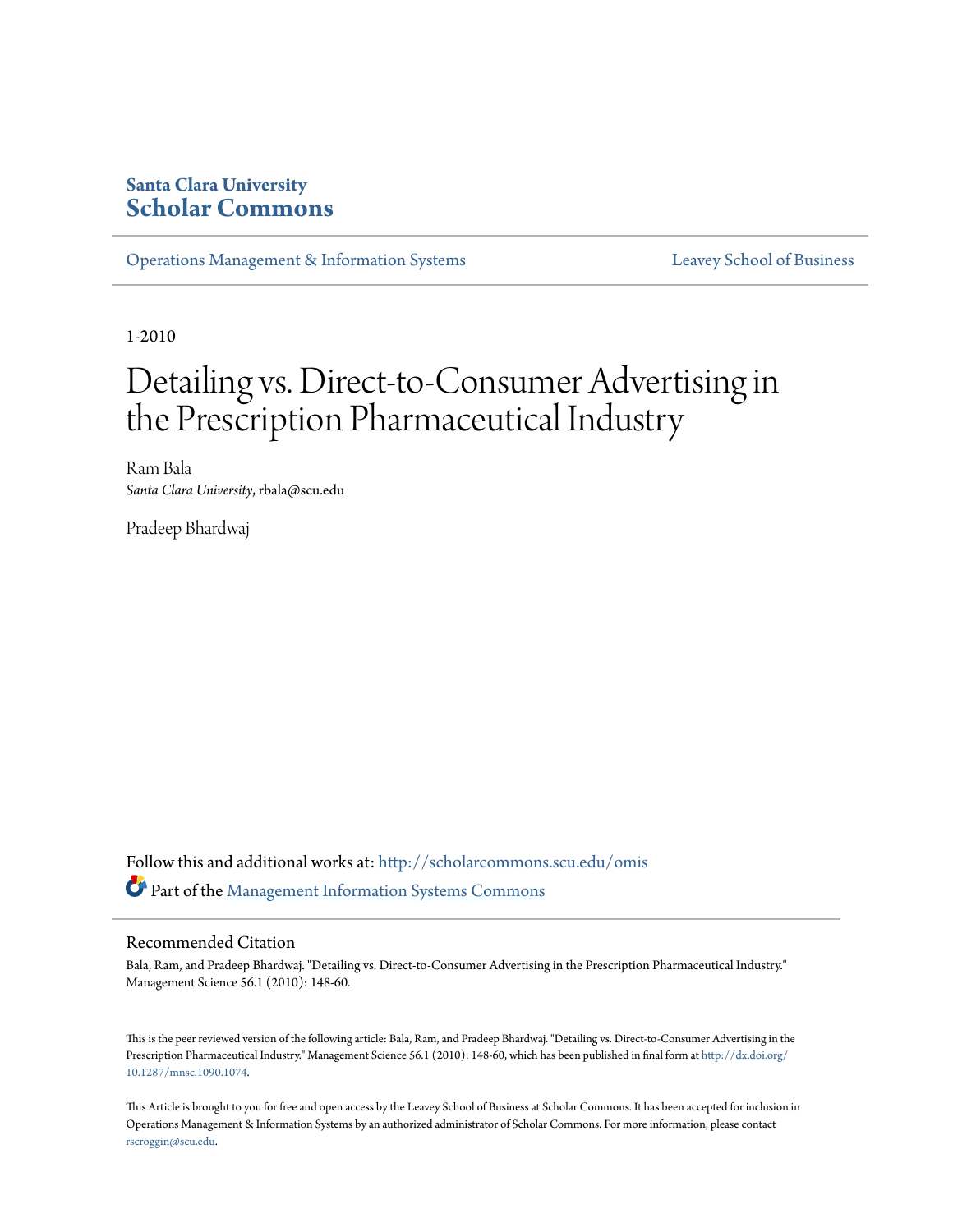**Santa Clara University**
**Scholar Commons**

Operations Management & Information Systems | Leavey School of Business

1-2010

# Detailing vs. Direct-to-Consumer Advertising in the Prescription Pharmaceutical Industry

Ram Bala
*Santa Clara University*, rbala@scu.edu

Pradeep Bhardwaj

Follow this and additional works at: http://scholarcommons.scu.edu/omis

Part of the Management Information Systems Commons

## Recommended Citation

Bala, Ram, and Pradeep Bhardwaj. "Detailing vs. Direct-to-Consumer Advertising in the Prescription Pharmaceutical Industry." Management Science 56.1 (2010): 148-60.

This is the peer reviewed version of the following article: Bala, Ram, and Pradeep Bhardwaj. "Detailing vs. Direct-to-Consumer Advertising in the Prescription Pharmaceutical Industry." Management Science 56.1 (2010): 148-60, which has been published in final form at http://dx.doi.org/10.1287/mnsc.1090.1074.

This Article is brought to you for free and open access by the Leavey School of Business at Scholar Commons. It has been accepted for inclusion in Operations Management & Information Systems by an authorized administrator of Scholar Commons. For more information, please contact rscroggin@scu.edu.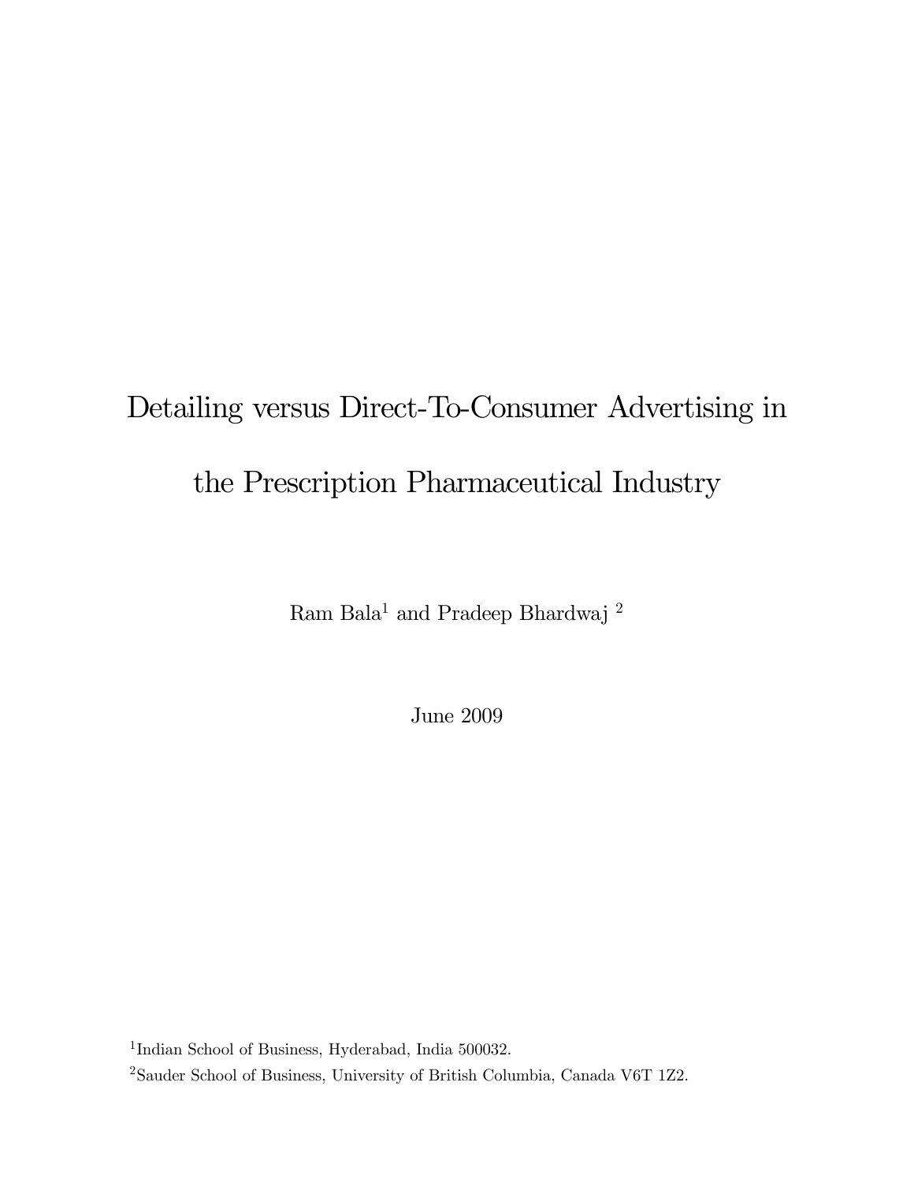# Detailing versus Direct-To-Consumer Advertising in the Prescription Pharmaceutical Industry

Ram Bala[1] and Pradeep Bhardwaj [2]

June 2009

[1]Indian School of Business, Hyderabad, India 500032.

[2]Sauder School of Business, University of British Columbia, Canada V6T 1Z2.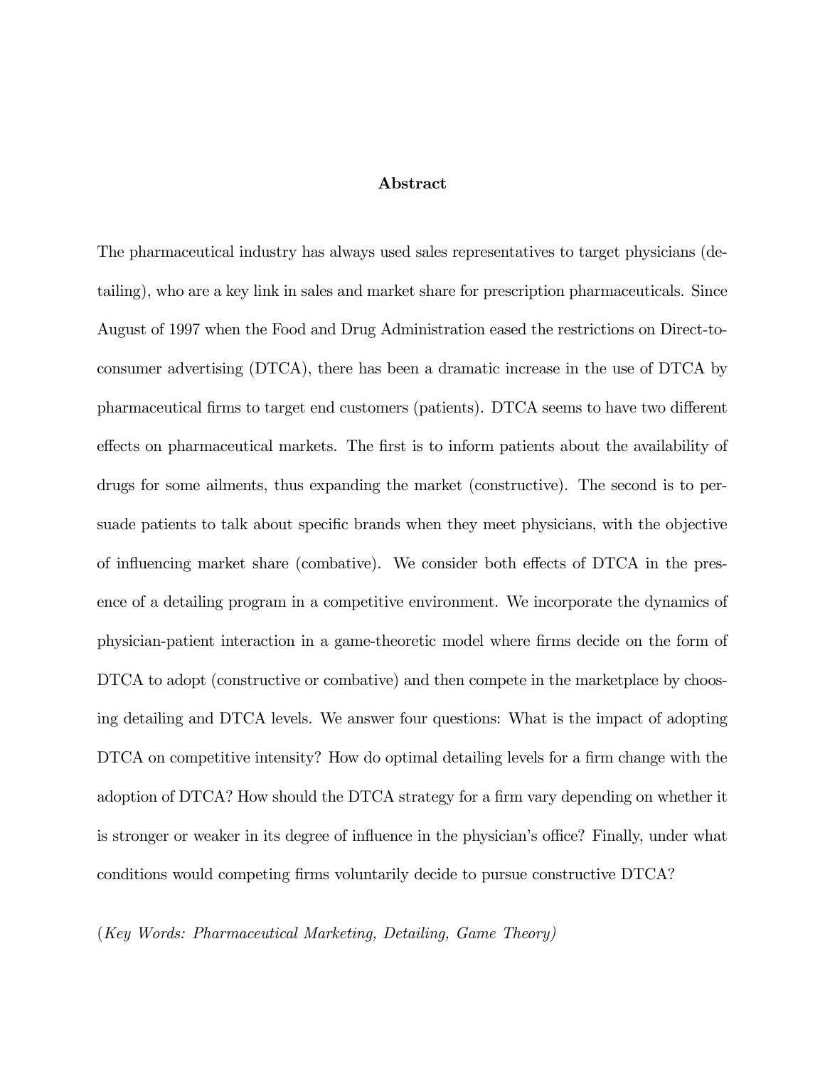## Abstract

The pharmaceutical industry has always used sales representatives to target physicians (detailing), who are a key link in sales and market share for prescription pharmaceuticals. Since August of 1997 when the Food and Drug Administration eased the restrictions on Direct-to-consumer advertising (DTCA), there has been a dramatic increase in the use of DTCA by pharmaceutical firms to target end customers (patients). DTCA seems to have two different effects on pharmaceutical markets. The first is to inform patients about the availability of drugs for some ailments, thus expanding the market (constructive). The second is to persuade patients to talk about specific brands when they meet physicians, with the objective of influencing market share (combative). We consider both effects of DTCA in the presence of a detailing program in a competitive environment. We incorporate the dynamics of physician-patient interaction in a game-theoretic model where firms decide on the form of DTCA to adopt (constructive or combative) and then compete in the marketplace by choosing detailing and DTCA levels. We answer four questions: What is the impact of adopting DTCA on competitive intensity? How do optimal detailing levels for a firm change with the adoption of DTCA? How should the DTCA strategy for a firm vary depending on whether it is stronger or weaker in its degree of influence in the physician's office? Finally, under what conditions would competing firms voluntarily decide to pursue constructive DTCA?

(*Key Words: Pharmaceutical Marketing, Detailing, Game Theory*)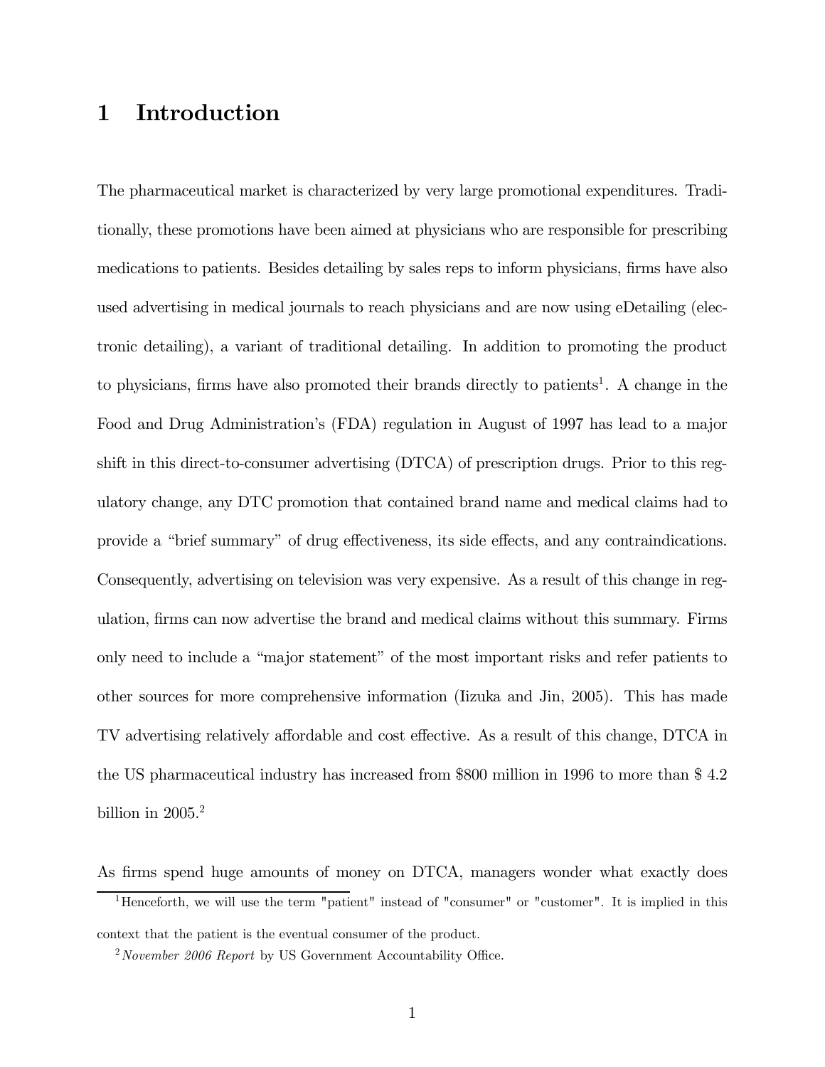# 1 Introduction

The pharmaceutical market is characterized by very large promotional expenditures. Traditionally, these promotions have been aimed at physicians who are responsible for prescribing medications to patients. Besides detailing by sales reps to inform physicians, firms have also used advertising in medical journals to reach physicians and are now using eDetailing (electronic detailing), a variant of traditional detailing. In addition to promoting the product to physicians, firms have also promoted their brands directly to patients[1]. A change in the Food and Drug Administration's (FDA) regulation in August of 1997 has lead to a major shift in this direct-to-consumer advertising (DTCA) of prescription drugs. Prior to this regulatory change, any DTC promotion that contained brand name and medical claims had to provide a "brief summary" of drug effectiveness, its side effects, and any contraindications. Consequently, advertising on television was very expensive. As a result of this change in regulation, firms can now advertise the brand and medical claims without this summary. Firms only need to include a "major statement" of the most important risks and refer patients to other sources for more comprehensive information (Iizuka and Jin, 2005). This has made TV advertising relatively affordable and cost effective. As a result of this change, DTCA in the US pharmaceutical industry has increased from $800 million in 1996 to more than $ 4.2 billion in 2005.[2]

As firms spend huge amounts of money on DTCA, managers wonder what exactly does

[1] Henceforth, we will use the term "patient" instead of "consumer" or "customer". It is implied in this context that the patient is the eventual consumer of the product.

[2] *November 2006 Report* by US Government Accountability Office.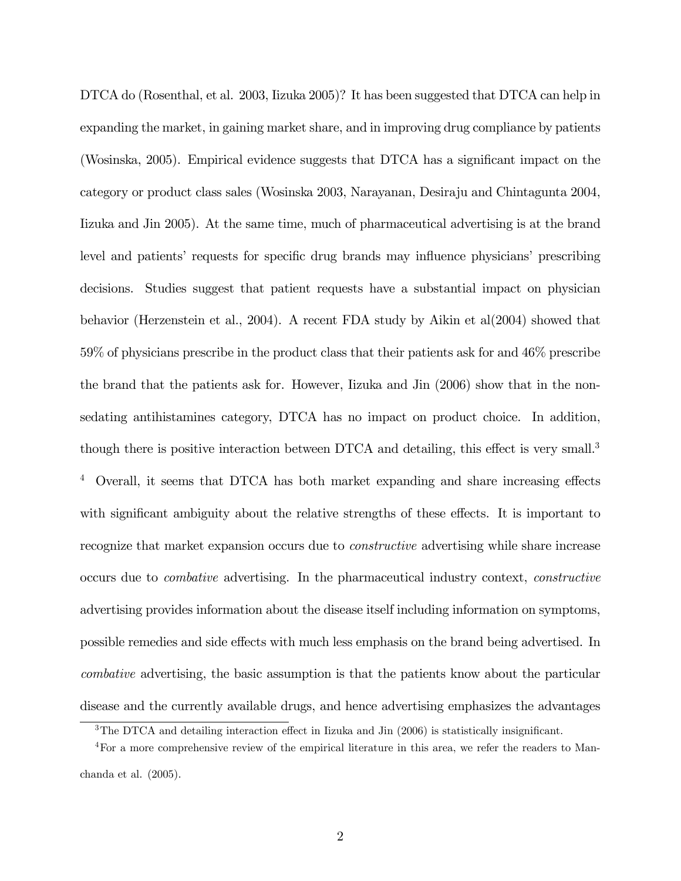DTCA do (Rosenthal, et al. 2003, Iizuka 2005)? It has been suggested that DTCA can help in expanding the market, in gaining market share, and in improving drug compliance by patients (Wosinska, 2005). Empirical evidence suggests that DTCA has a significant impact on the category or product class sales (Wosinska 2003, Narayanan, Desiraju and Chintagunta 2004, Iizuka and Jin 2005). At the same time, much of pharmaceutical advertising is at the brand level and patients' requests for specific drug brands may influence physicians' prescribing decisions. Studies suggest that patient requests have a substantial impact on physician behavior (Herzenstein et al., 2004). A recent FDA study by Aikin et al(2004) showed that 59% of physicians prescribe in the product class that their patients ask for and 46% prescribe the brand that the patients ask for. However, Iizuka and Jin (2006) show that in the non-sedating antihistamines category, DTCA has no impact on product choice. In addition, though there is positive interaction between DTCA and detailing, this effect is very small.[3] [4] Overall, it seems that DTCA has both market expanding and share increasing effects with significant ambiguity about the relative strengths of these effects. It is important to recognize that market expansion occurs due to *constructive* advertising while share increase occurs due to *combative* advertising. In the pharmaceutical industry context, *constructive* advertising provides information about the disease itself including information on symptoms, possible remedies and side effects with much less emphasis on the brand being advertised. In *combative* advertising, the basic assumption is that the patients know about the particular disease and the currently available drugs, and hence advertising emphasizes the advantages

[3] The DTCA and detailing interaction effect in Iizuka and Jin (2006) is statistically insignificant.

[4] For a more comprehensive review of the empirical literature in this area, we refer the readers to Manchanda et al. (2005).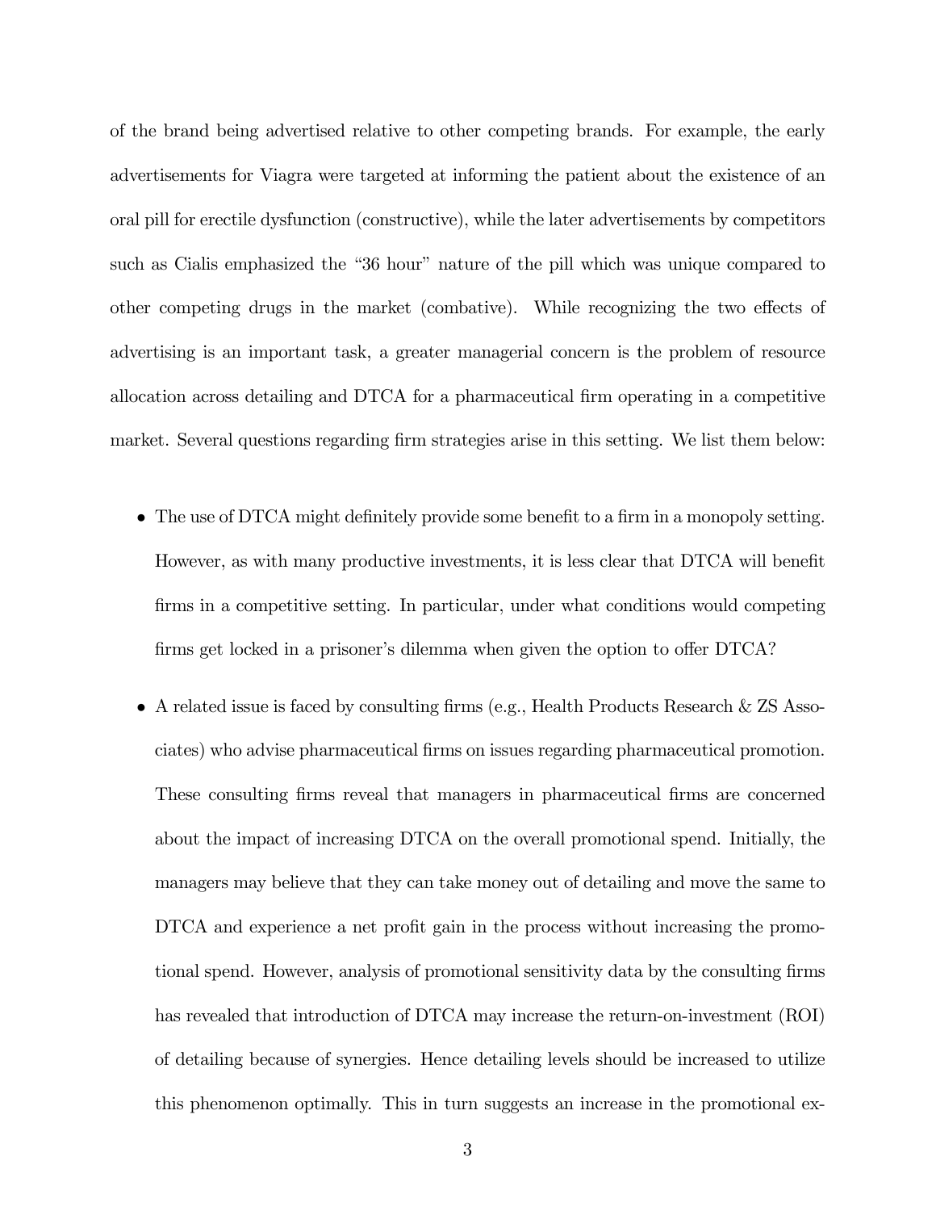of the brand being advertised relative to other competing brands. For example, the early advertisements for Viagra were targeted at informing the patient about the existence of an oral pill for erectile dysfunction (constructive), while the later advertisements by competitors such as Cialis emphasized the "36 hour" nature of the pill which was unique compared to other competing drugs in the market (combative). While recognizing the two effects of advertising is an important task, a greater managerial concern is the problem of resource allocation across detailing and DTCA for a pharmaceutical firm operating in a competitive market. Several questions regarding firm strategies arise in this setting. We list them below:

- The use of DTCA might definitely provide some benefit to a firm in a monopoly setting. However, as with many productive investments, it is less clear that DTCA will benefit firms in a competitive setting. In particular, under what conditions would competing firms get locked in a prisoner's dilemma when given the option to offer DTCA?

- A related issue is faced by consulting firms (e.g., Health Products Research & ZS Associates) who advise pharmaceutical firms on issues regarding pharmaceutical promotion. These consulting firms reveal that managers in pharmaceutical firms are concerned about the impact of increasing DTCA on the overall promotional spend. Initially, the managers may believe that they can take money out of detailing and move the same to DTCA and experience a net profit gain in the process without increasing the promotional spend. However, analysis of promotional sensitivity data by the consulting firms has revealed that introduction of DTCA may increase the return-on-investment (ROI) of detailing because of synergies. Hence detailing levels should be increased to utilize this phenomenon optimally. This in turn suggests an increase in the promotional ex-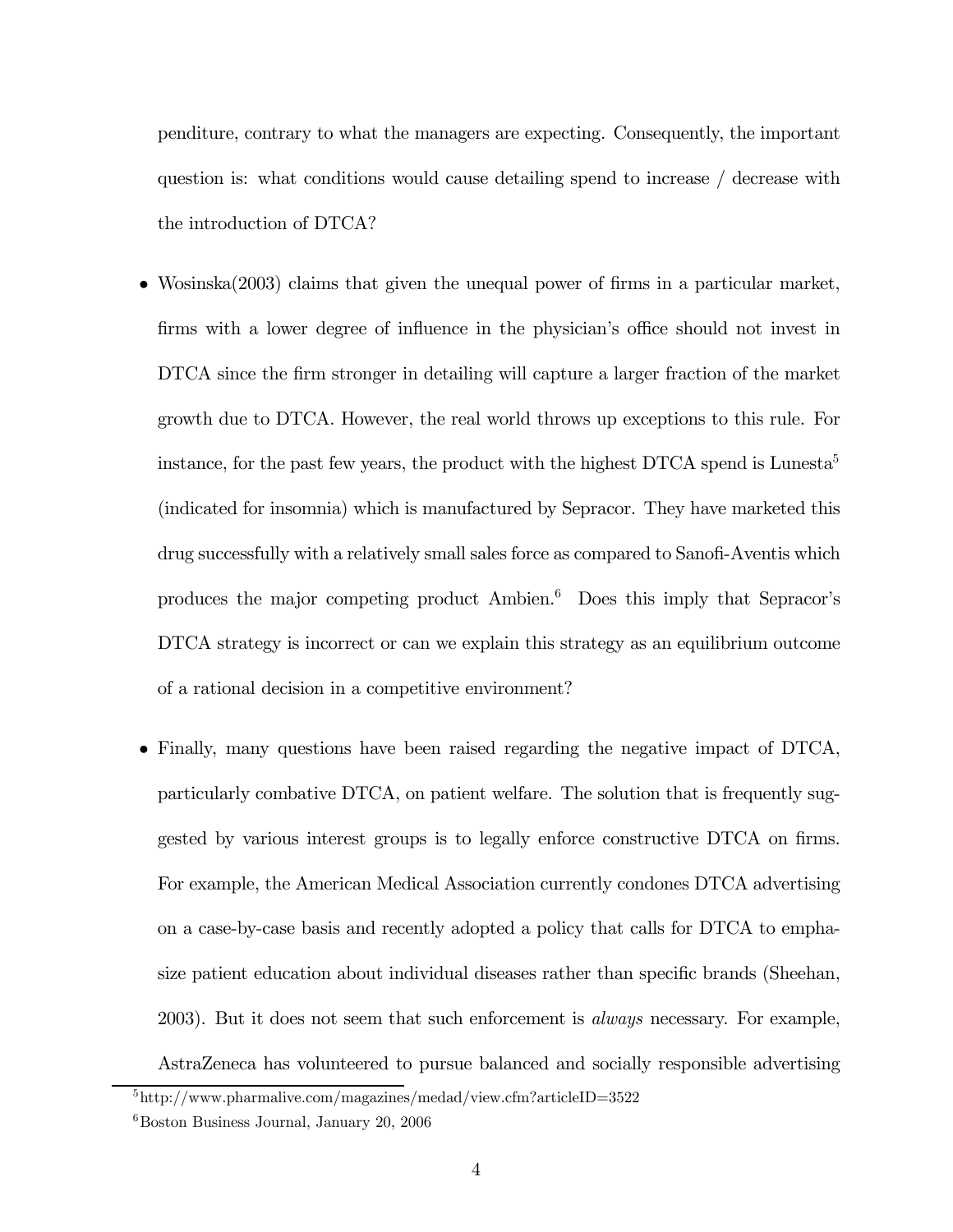penditure, contrary to what the managers are expecting. Consequently, the important question is: what conditions would cause detailing spend to increase / decrease with the introduction of DTCA?

- Wosinska(2003) claims that given the unequal power of firms in a particular market, firms with a lower degree of influence in the physician's office should not invest in DTCA since the firm stronger in detailing will capture a larger fraction of the market growth due to DTCA. However, the real world throws up exceptions to this rule. For instance, for the past few years, the product with the highest DTCA spend is Lunesta[5] (indicated for insomnia) which is manufactured by Sepracor. They have marketed this drug successfully with a relatively small sales force as compared to Sanofi-Aventis which produces the major competing product Ambien.[6] Does this imply that Sepracor's DTCA strategy is incorrect or can we explain this strategy as an equilibrium outcome of a rational decision in a competitive environment?

- Finally, many questions have been raised regarding the negative impact of DTCA, particularly combative DTCA, on patient welfare. The solution that is frequently suggested by various interest groups is to legally enforce constructive DTCA on firms. For example, the American Medical Association currently condones DTCA advertising on a case-by-case basis and recently adopted a policy that calls for DTCA to emphasize patient education about individual diseases rather than specific brands (Sheehan, 2003). But it does not seem that such enforcement is *always* necessary. For example, AstraZeneca has volunteered to pursue balanced and socially responsible advertising

[5] http://www.pharmalive.com/magazines/medad/view.cfm?articleID=3522

[6] Boston Business Journal, January 20, 2006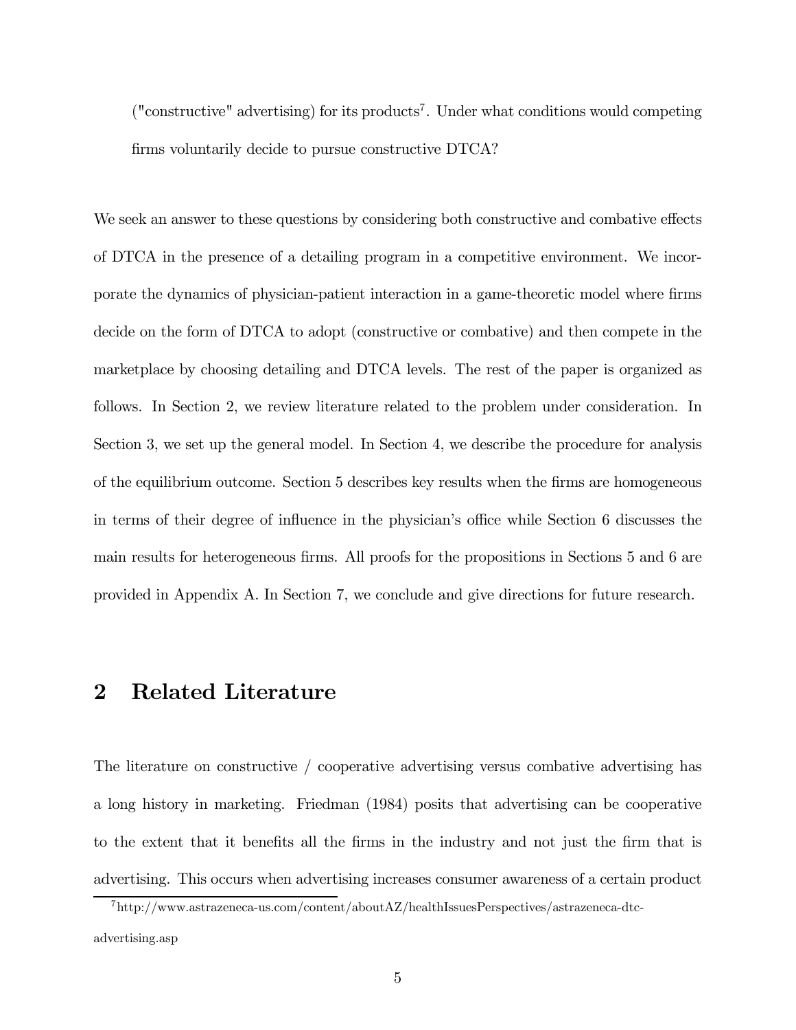("constructive" advertising) for its products[7]. Under what conditions would competing firms voluntarily decide to pursue constructive DTCA?

We seek an answer to these questions by considering both constructive and combative effects of DTCA in the presence of a detailing program in a competitive environment. We incorporate the dynamics of physician-patient interaction in a game-theoretic model where firms decide on the form of DTCA to adopt (constructive or combative) and then compete in the marketplace by choosing detailing and DTCA levels. The rest of the paper is organized as follows. In Section 2, we review literature related to the problem under consideration. In Section 3, we set up the general model. In Section 4, we describe the procedure for analysis of the equilibrium outcome. Section 5 describes key results when the firms are homogeneous in terms of their degree of influence in the physician's office while Section 6 discusses the main results for heterogeneous firms. All proofs for the propositions in Sections 5 and 6 are provided in Appendix A. In Section 7, we conclude and give directions for future research.

## 2 Related Literature

The literature on constructive / cooperative advertising versus combative advertising has a long history in marketing. Friedman (1984) posits that advertising can be cooperative to the extent that it benefits all the firms in the industry and not just the firm that is advertising. This occurs when advertising increases consumer awareness of a certain product

[7] http://www.astrazeneca-us.com/content/aboutAZ/healthIssuesPerspectives/astrazeneca-dtc-advertising.asp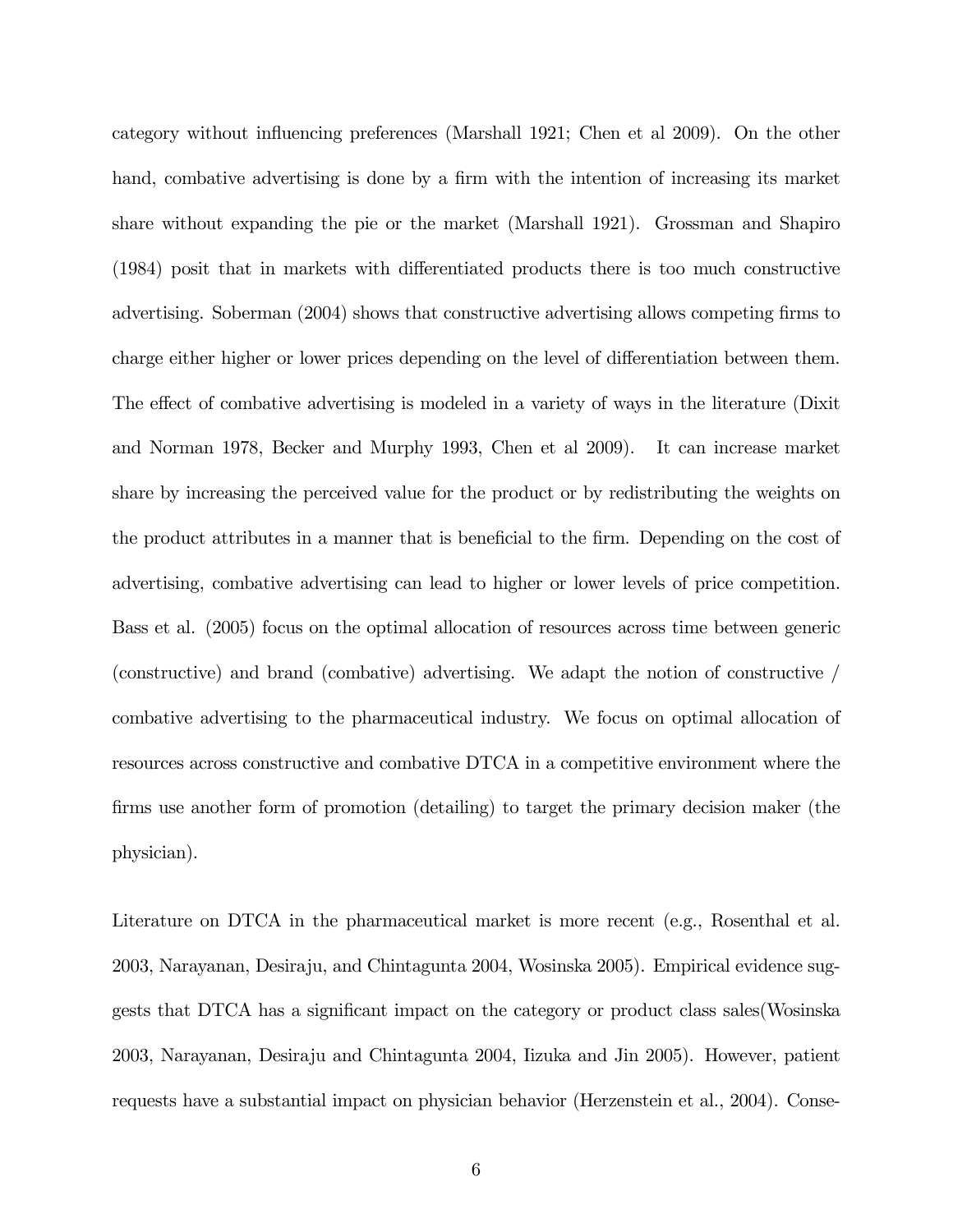category without influencing preferences (Marshall 1921; Chen et al 2009). On the other hand, combative advertising is done by a firm with the intention of increasing its market share without expanding the pie or the market (Marshall 1921). Grossman and Shapiro (1984) posit that in markets with differentiated products there is too much constructive advertising. Soberman (2004) shows that constructive advertising allows competing firms to charge either higher or lower prices depending on the level of differentiation between them. The effect of combative advertising is modeled in a variety of ways in the literature (Dixit and Norman 1978, Becker and Murphy 1993, Chen et al 2009). It can increase market share by increasing the perceived value for the product or by redistributing the weights on the product attributes in a manner that is beneficial to the firm. Depending on the cost of advertising, combative advertising can lead to higher or lower levels of price competition. Bass et al. (2005) focus on the optimal allocation of resources across time between generic (constructive) and brand (combative) advertising. We adapt the notion of constructive / combative advertising to the pharmaceutical industry. We focus on optimal allocation of resources across constructive and combative DTCA in a competitive environment where the firms use another form of promotion (detailing) to target the primary decision maker (the physician).

Literature on DTCA in the pharmaceutical market is more recent (e.g., Rosenthal et al. 2003, Narayanan, Desiraju, and Chintagunta 2004, Wosinska 2005). Empirical evidence suggests that DTCA has a significant impact on the category or product class sales(Wosinska 2003, Narayanan, Desiraju and Chintagunta 2004, Iizuka and Jin 2005). However, patient requests have a substantial impact on physician behavior (Herzenstein et al., 2004). Conse-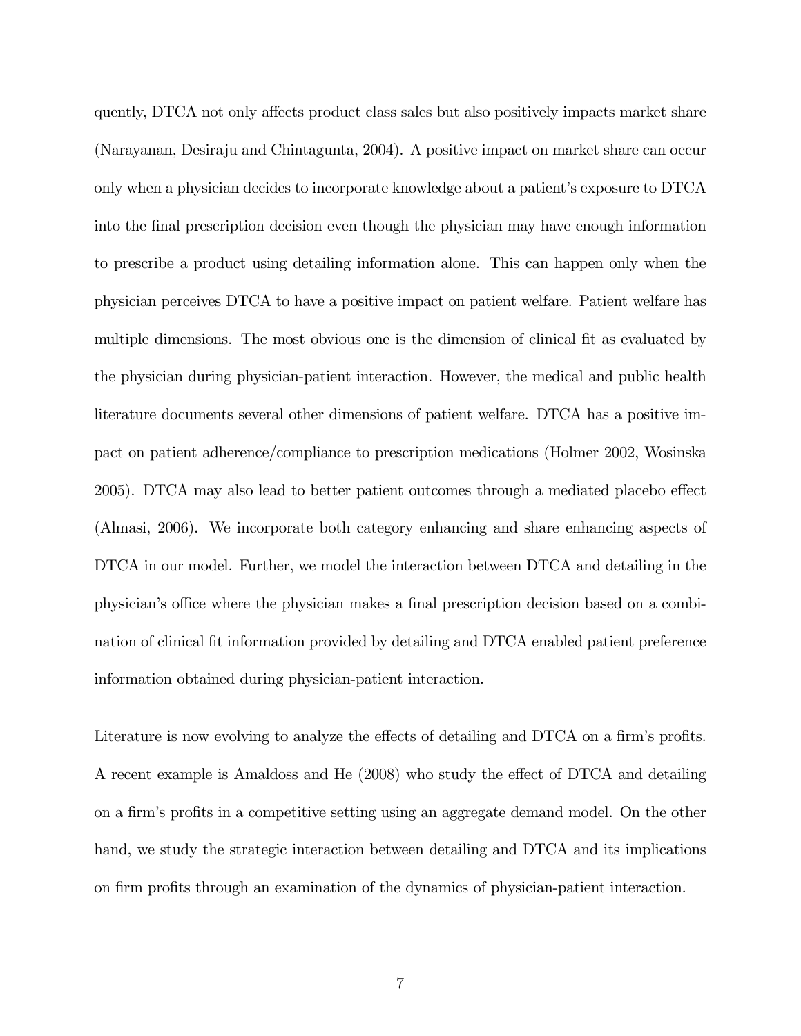quently, DTCA not only affects product class sales but also positively impacts market share (Narayanan, Desiraju and Chintagunta, 2004). A positive impact on market share can occur only when a physician decides to incorporate knowledge about a patient's exposure to DTCA into the final prescription decision even though the physician may have enough information to prescribe a product using detailing information alone. This can happen only when the physician perceives DTCA to have a positive impact on patient welfare. Patient welfare has multiple dimensions. The most obvious one is the dimension of clinical fit as evaluated by the physician during physician-patient interaction. However, the medical and public health literature documents several other dimensions of patient welfare. DTCA has a positive impact on patient adherence/compliance to prescription medications (Holmer 2002, Wosinska 2005). DTCA may also lead to better patient outcomes through a mediated placebo effect (Almasi, 2006). We incorporate both category enhancing and share enhancing aspects of DTCA in our model. Further, we model the interaction between DTCA and detailing in the physician's office where the physician makes a final prescription decision based on a combination of clinical fit information provided by detailing and DTCA enabled patient preference information obtained during physician-patient interaction.

Literature is now evolving to analyze the effects of detailing and DTCA on a firm's profits. A recent example is Amaldoss and He (2008) who study the effect of DTCA and detailing on a firm's profits in a competitive setting using an aggregate demand model. On the other hand, we study the strategic interaction between detailing and DTCA and its implications on firm profits through an examination of the dynamics of physician-patient interaction.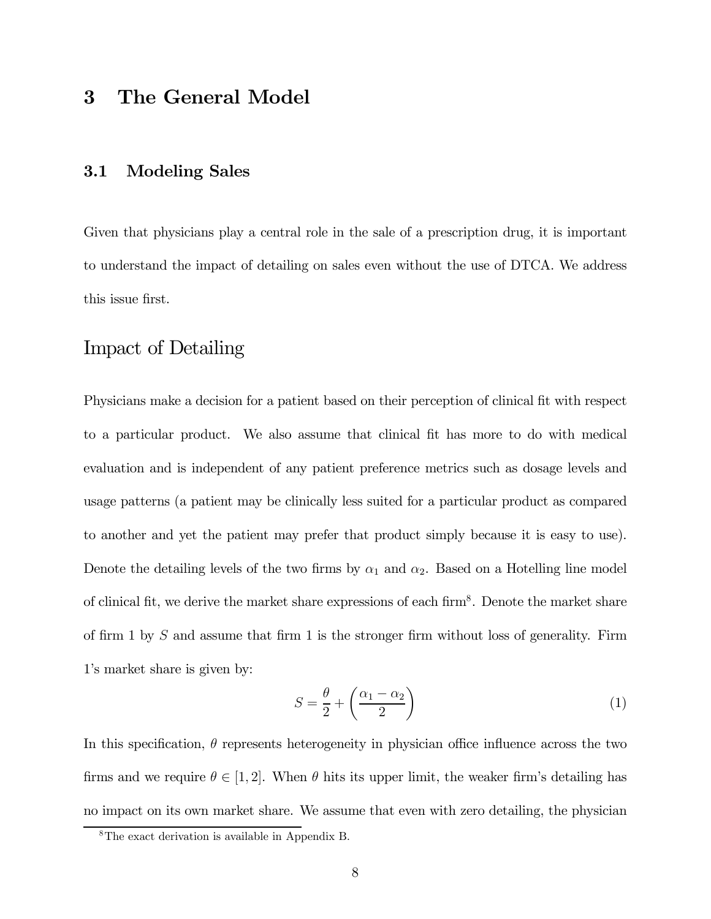# 3 The General Model

## 3.1 Modeling Sales

Given that physicians play a central role in the sale of a prescription drug, it is important to understand the impact of detailing on sales even without the use of DTCA. We address this issue first.

### Impact of Detailing

Physicians make a decision for a patient based on their perception of clinical fit with respect to a particular product. We also assume that clinical fit has more to do with medical evaluation and is independent of any patient preference metrics such as dosage levels and usage patterns (a patient may be clinically less suited for a particular product as compared to another and yet the patient may prefer that product simply because it is easy to use). Denote the detailing levels of the two firms by $\alpha_1$ and $\alpha_2$. Based on a Hotelling line model of clinical fit, we derive the market share expressions of each firm[8]. Denote the market share of firm 1 by $S$ and assume that firm 1 is the stronger firm without loss of generality. Firm 1's market share is given by:

$$S = \frac{\theta}{2} + \left(\frac{\alpha_1 - \alpha_2}{2}\right) \tag{1}$$

In this specification, $\theta$ represents heterogeneity in physician office influence across the two firms and we require $\theta \in [1, 2]$. When $\theta$ hits its upper limit, the weaker firm's detailing has no impact on its own market share. We assume that even with zero detailing, the physician

[8] The exact derivation is available in Appendix B.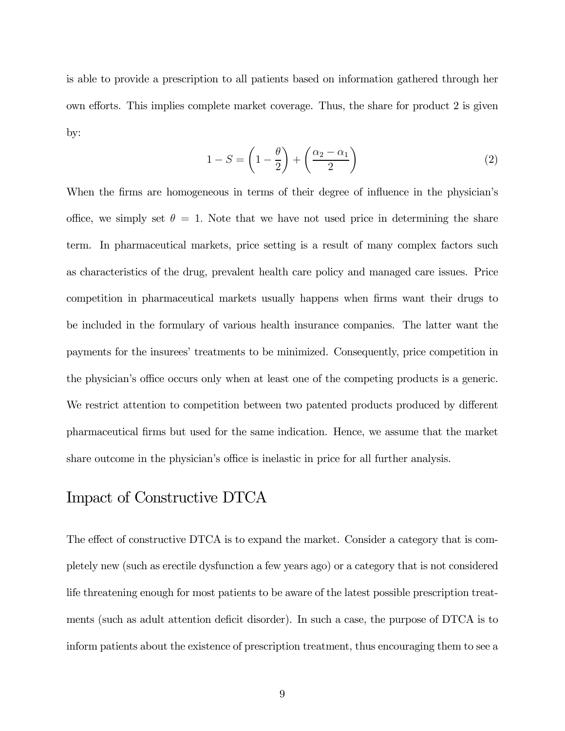is able to provide a prescription to all patients based on information gathered through her own efforts. This implies complete market coverage. Thus, the share for product 2 is given by:

$$1 - S = \left(1 - \frac{\theta}{2}\right) + \left(\frac{\alpha_2 - \alpha_1}{2}\right) \tag{2}$$

When the firms are homogeneous in terms of their degree of influence in the physician's office, we simply set $\theta = 1$. Note that we have not used price in determining the share term. In pharmaceutical markets, price setting is a result of many complex factors such as characteristics of the drug, prevalent health care policy and managed care issues. Price competition in pharmaceutical markets usually happens when firms want their drugs to be included in the formulary of various health insurance companies. The latter want the payments for the insurees' treatments to be minimized. Consequently, price competition in the physician's office occurs only when at least one of the competing products is a generic. We restrict attention to competition between two patented products produced by different pharmaceutical firms but used for the same indication. Hence, we assume that the market share outcome in the physician's office is inelastic in price for all further analysis.

## Impact of Constructive DTCA

The effect of constructive DTCA is to expand the market. Consider a category that is completely new (such as erectile dysfunction a few years ago) or a category that is not considered life threatening enough for most patients to be aware of the latest possible prescription treatments (such as adult attention deficit disorder). In such a case, the purpose of DTCA is to inform patients about the existence of prescription treatment, thus encouraging them to see a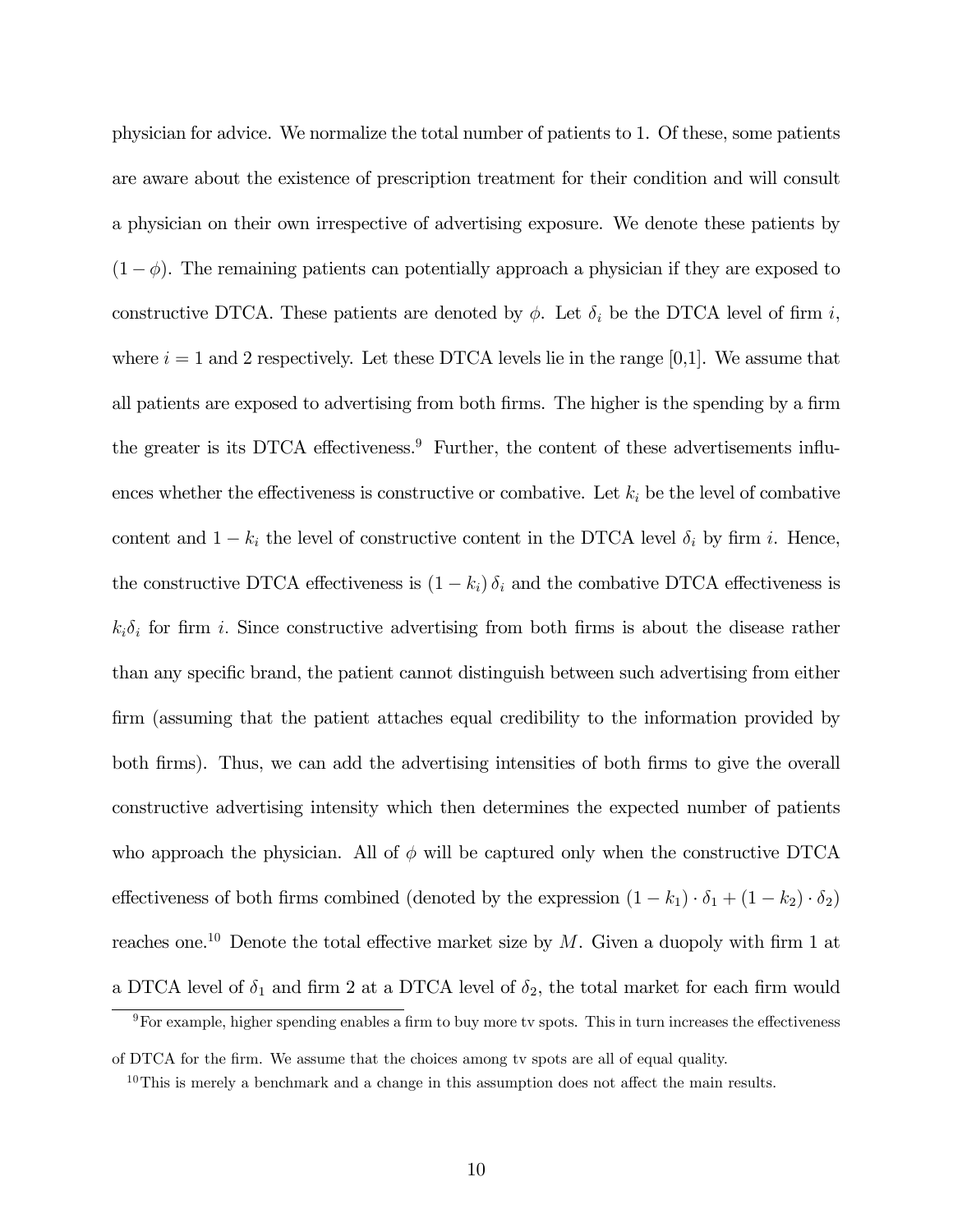physician for advice. We normalize the total number of patients to 1. Of these, some patients are aware about the existence of prescription treatment for their condition and will consult a physician on their own irrespective of advertising exposure. We denote these patients by $(1 - \phi)$. The remaining patients can potentially approach a physician if they are exposed to constructive DTCA. These patients are denoted by $\phi$. Let $\delta_i$ be the DTCA level of firm $i$, where $i = 1$ and 2 respectively. Let these DTCA levels lie in the range [0,1]. We assume that all patients are exposed to advertising from both firms. The higher is the spending by a firm the greater is its DTCA effectiveness.[9] Further, the content of these advertisements influences whether the effectiveness is constructive or combative. Let $k_i$ be the level of combative content and $1 - k_i$ the level of constructive content in the DTCA level $\delta_i$ by firm $i$. Hence, the constructive DTCA effectiveness is $(1 - k_i)\,\delta_i$ and the combative DTCA effectiveness is $k_i\delta_i$ for firm $i$. Since constructive advertising from both firms is about the disease rather than any specific brand, the patient cannot distinguish between such advertising from either firm (assuming that the patient attaches equal credibility to the information provided by both firms). Thus, we can add the advertising intensities of both firms to give the overall constructive advertising intensity which then determines the expected number of patients who approach the physician. All of $\phi$ will be captured only when the constructive DTCA effectiveness of both firms combined (denoted by the expression $(1 - k_1) \cdot \delta_1 + (1 - k_2) \cdot \delta_2$) reaches one.[10] Denote the total effective market size by $M$. Given a duopoly with firm 1 at a DTCA level of $\delta_1$ and firm 2 at a DTCA level of $\delta_2$, the total market for each firm would

[9] For example, higher spending enables a firm to buy more tv spots. This in turn increases the effectiveness of DTCA for the firm. We assume that the choices among tv spots are all of equal quality.

[10] This is merely a benchmark and a change in this assumption does not affect the main results.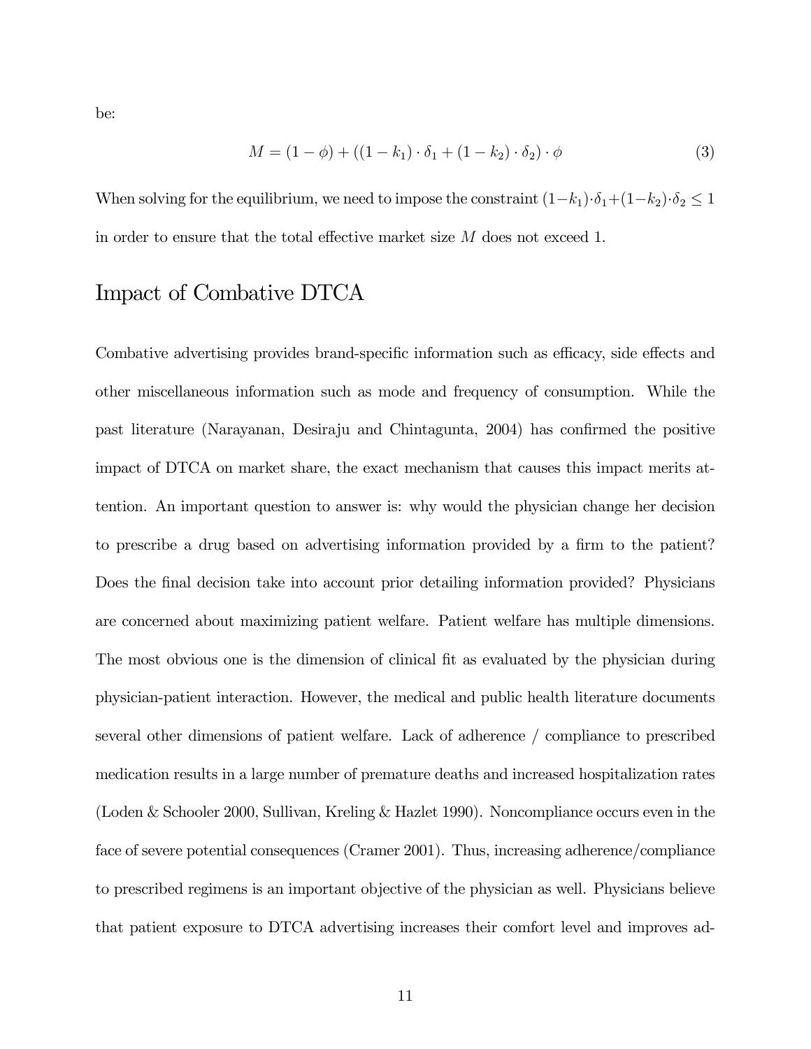be:

$$M = (1 - \phi) + ((1 - k_1) \cdot \delta_1 + (1 - k_2) \cdot \delta_2) \cdot \phi \tag{3}$$

When solving for the equilibrium, we need to impose the constraint $(1-k_1)\cdot\delta_1+(1-k_2)\cdot\delta_2 \leq 1$ in order to ensure that the total effective market size $M$ does not exceed 1.

## Impact of Combative DTCA

Combative advertising provides brand-specific information such as efficacy, side effects and other miscellaneous information such as mode and frequency of consumption. While the past literature (Narayanan, Desiraju and Chintagunta, 2004) has confirmed the positive impact of DTCA on market share, the exact mechanism that causes this impact merits attention. An important question to answer is: why would the physician change her decision to prescribe a drug based on advertising information provided by a firm to the patient? Does the final decision take into account prior detailing information provided? Physicians are concerned about maximizing patient welfare. Patient welfare has multiple dimensions. The most obvious one is the dimension of clinical fit as evaluated by the physician during physician-patient interaction. However, the medical and public health literature documents several other dimensions of patient welfare. Lack of adherence / compliance to prescribed medication results in a large number of premature deaths and increased hospitalization rates (Loden & Schooler 2000, Sullivan, Kreling & Hazlet 1990). Noncompliance occurs even in the face of severe potential consequences (Cramer 2001). Thus, increasing adherence/compliance to prescribed regimens is an important objective of the physician as well. Physicians believe that patient exposure to DTCA advertising increases their comfort level and improves ad-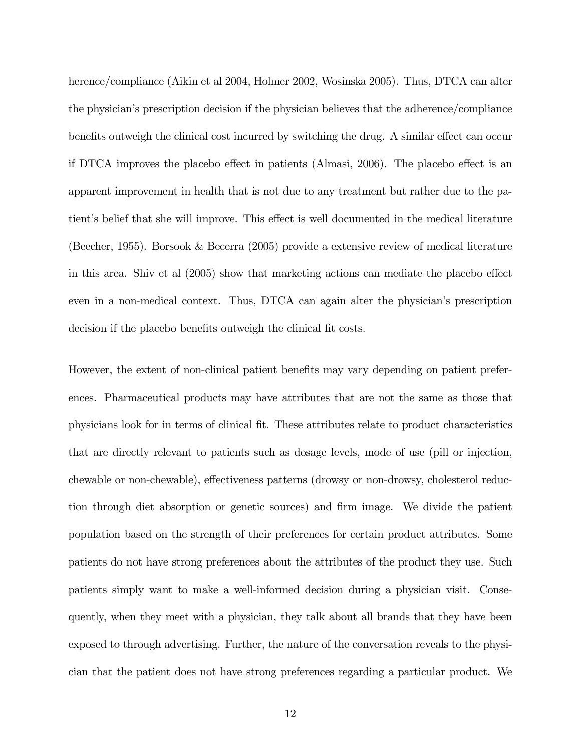herence/compliance (Aikin et al 2004, Holmer 2002, Wosinska 2005). Thus, DTCA can alter the physician's prescription decision if the physician believes that the adherence/compliance benefits outweigh the clinical cost incurred by switching the drug. A similar effect can occur if DTCA improves the placebo effect in patients (Almasi, 2006). The placebo effect is an apparent improvement in health that is not due to any treatment but rather due to the patient's belief that she will improve. This effect is well documented in the medical literature (Beecher, 1955). Borsook & Becerra (2005) provide a extensive review of medical literature in this area. Shiv et al (2005) show that marketing actions can mediate the placebo effect even in a non-medical context. Thus, DTCA can again alter the physician's prescription decision if the placebo benefits outweigh the clinical fit costs.

However, the extent of non-clinical patient benefits may vary depending on patient preferences. Pharmaceutical products may have attributes that are not the same as those that physicians look for in terms of clinical fit. These attributes relate to product characteristics that are directly relevant to patients such as dosage levels, mode of use (pill or injection, chewable or non-chewable), effectiveness patterns (drowsy or non-drowsy, cholesterol reduction through diet absorption or genetic sources) and firm image. We divide the patient population based on the strength of their preferences for certain product attributes. Some patients do not have strong preferences about the attributes of the product they use. Such patients simply want to make a well-informed decision during a physician visit. Consequently, when they meet with a physician, they talk about all brands that they have been exposed to through advertising. Further, the nature of the conversation reveals to the physician that the patient does not have strong preferences regarding a particular product. We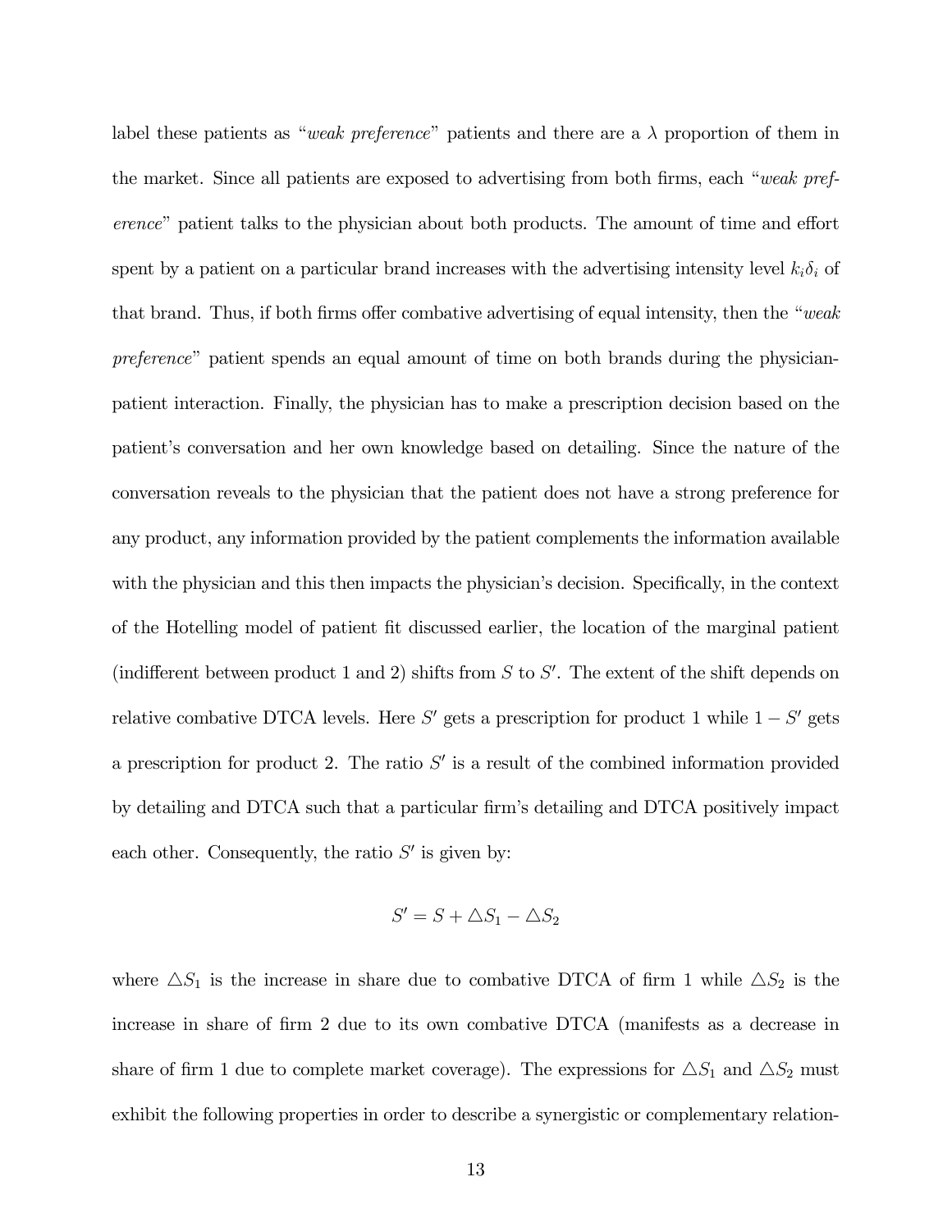label these patients as "*weak preference*" patients and there are a $\lambda$ proportion of them in the market. Since all patients are exposed to advertising from both firms, each "*weak preference*" patient talks to the physician about both products. The amount of time and effort spent by a patient on a particular brand increases with the advertising intensity level $k_i\delta_i$ of that brand. Thus, if both firms offer combative advertising of equal intensity, then the "*weak preference*" patient spends an equal amount of time on both brands during the physician-patient interaction. Finally, the physician has to make a prescription decision based on the patient's conversation and her own knowledge based on detailing. Since the nature of the conversation reveals to the physician that the patient does not have a strong preference for any product, any information provided by the patient complements the information available with the physician and this then impacts the physician's decision. Specifically, in the context of the Hotelling model of patient fit discussed earlier, the location of the marginal patient (indifferent between product 1 and 2) shifts from $S$ to $S'$. The extent of the shift depends on relative combative DTCA levels. Here $S'$ gets a prescription for product 1 while $1 - S'$ gets a prescription for product 2. The ratio $S'$ is a result of the combined information provided by detailing and DTCA such that a particular firm's detailing and DTCA positively impact each other. Consequently, the ratio $S'$ is given by:

$$S' = S + \triangle S_1 - \triangle S_2$$

where $\triangle S_1$ is the increase in share due to combative DTCA of firm 1 while $\triangle S_2$ is the increase in share of firm 2 due to its own combative DTCA (manifests as a decrease in share of firm 1 due to complete market coverage). The expressions for $\triangle S_1$ and $\triangle S_2$ must exhibit the following properties in order to describe a synergistic or complementary relation-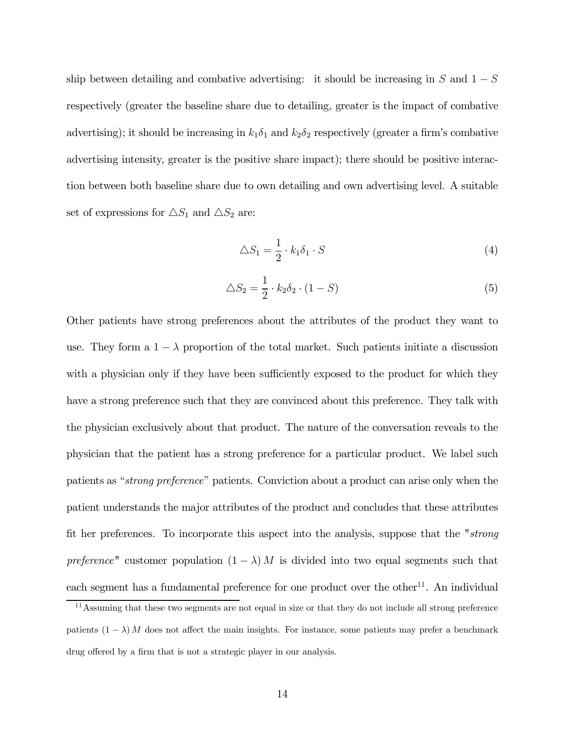ship between detailing and combative advertising: it should be increasing in $S$ and $1-S$ respectively (greater the baseline share due to detailing, greater is the impact of combative advertising); it should be increasing in $k_1\delta_1$ and $k_2\delta_2$ respectively (greater a firm's combative advertising intensity, greater is the positive share impact); there should be positive interaction between both baseline share due to own detailing and own advertising level. A suitable set of expressions for $\triangle S_1$ and $\triangle S_2$ are:

$$\triangle S_1 = \frac{1}{2} \cdot k_1\delta_1 \cdot S \tag{4}$$

$$\triangle S_2 = \frac{1}{2} \cdot k_2\delta_2 \cdot (1-S) \tag{5}$$

Other patients have strong preferences about the attributes of the product they want to use. They form a $1-\lambda$ proportion of the total market. Such patients initiate a discussion with a physician only if they have been sufficiently exposed to the product for which they have a strong preference such that they are convinced about this preference. They talk with the physician exclusively about that product. The nature of the conversation reveals to the physician that the patient has a strong preference for a particular product. We label such patients as "*strong preference*" patients. Conviction about a product can arise only when the patient understands the major attributes of the product and concludes that these attributes fit her preferences. To incorporate this aspect into the analysis, suppose that the "*strong preference*" customer population $(1-\lambda)M$ is divided into two equal segments such that each segment has a fundamental preference for one product over the other[11]. An individual

[11] Assuming that these two segments are not equal in size or that they do not include all strong preference patients $(1-\lambda)M$ does not affect the main insights. For instance, some patients may prefer a benchmark drug offered by a firm that is not a strategic player in our analysis.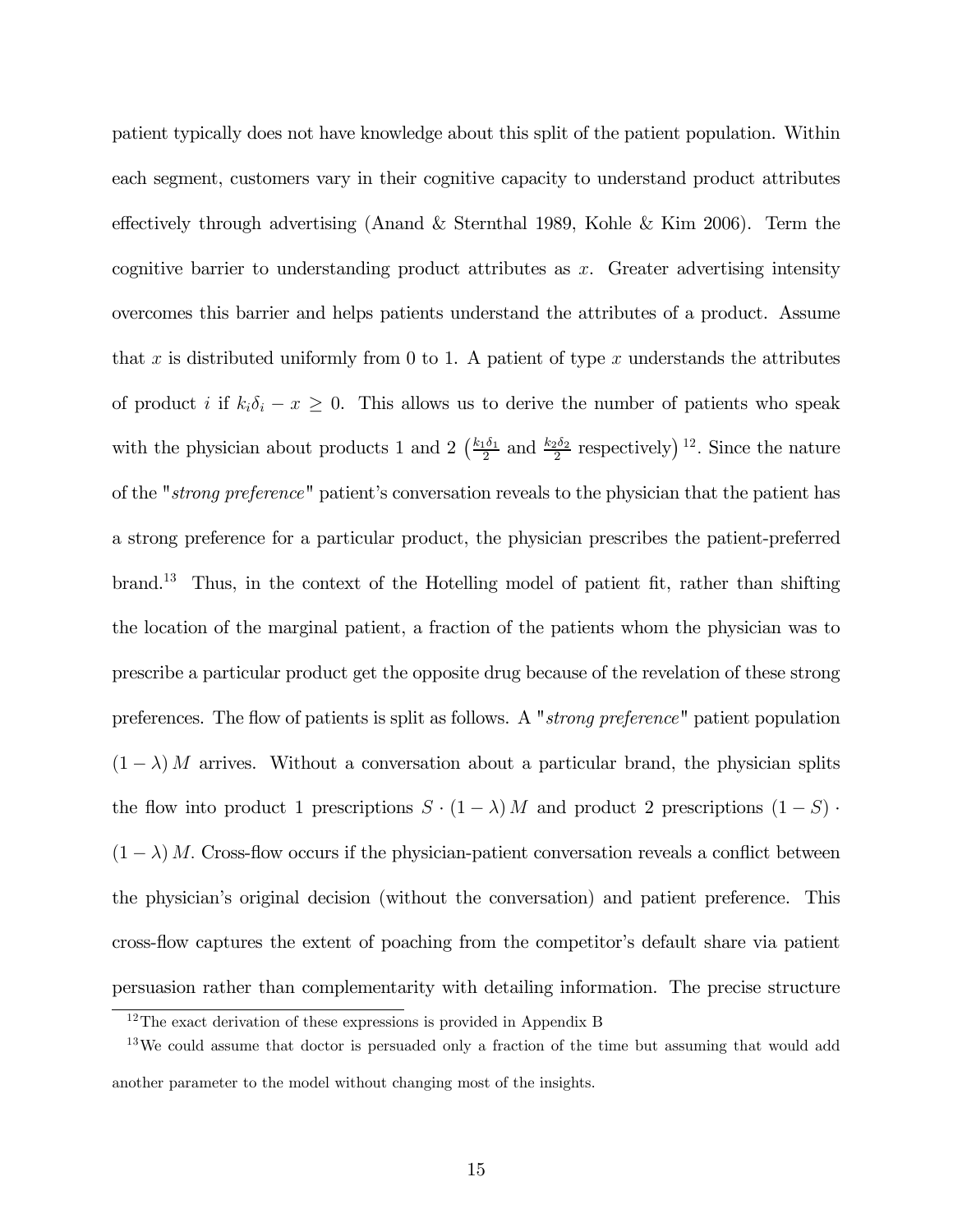patient typically does not have knowledge about this split of the patient population. Within each segment, customers vary in their cognitive capacity to understand product attributes effectively through advertising (Anand & Sternthal 1989, Kohle & Kim 2006). Term the cognitive barrier to understanding product attributes as $x$. Greater advertising intensity overcomes this barrier and helps patients understand the attributes of a product. Assume that $x$ is distributed uniformly from 0 to 1. A patient of type $x$ understands the attributes of product $i$ if $k_i\delta_i - x \geq 0$. This allows us to derive the number of patients who speak with the physician about products 1 and 2 $\left(\frac{k_1\delta_1}{2} \text{ and } \frac{k_2\delta_2}{2} \text{ respectively}\right)$ [12]. Since the nature of the "*strong preference*" patient's conversation reveals to the physician that the patient has a strong preference for a particular product, the physician prescribes the patient-preferred brand.[13] Thus, in the context of the Hotelling model of patient fit, rather than shifting the location of the marginal patient, a fraction of the patients whom the physician was to prescribe a particular product get the opposite drug because of the revelation of these strong preferences. The flow of patients is split as follows. A "*strong preference*" patient population $(1-\lambda)M$ arrives. Without a conversation about a particular brand, the physician splits the flow into product 1 prescriptions $S \cdot (1-\lambda)M$ and product 2 prescriptions $(1-S) \cdot (1-\lambda)M$. Cross-flow occurs if the physician-patient conversation reveals a conflict between the physician's original decision (without the conversation) and patient preference. This cross-flow captures the extent of poaching from the competitor's default share via patient persuasion rather than complementarity with detailing information. The precise structure

[12] The exact derivation of these expressions is provided in Appendix B

[13] We could assume that doctor is persuaded only a fraction of the time but assuming that would add another parameter to the model without changing most of the insights.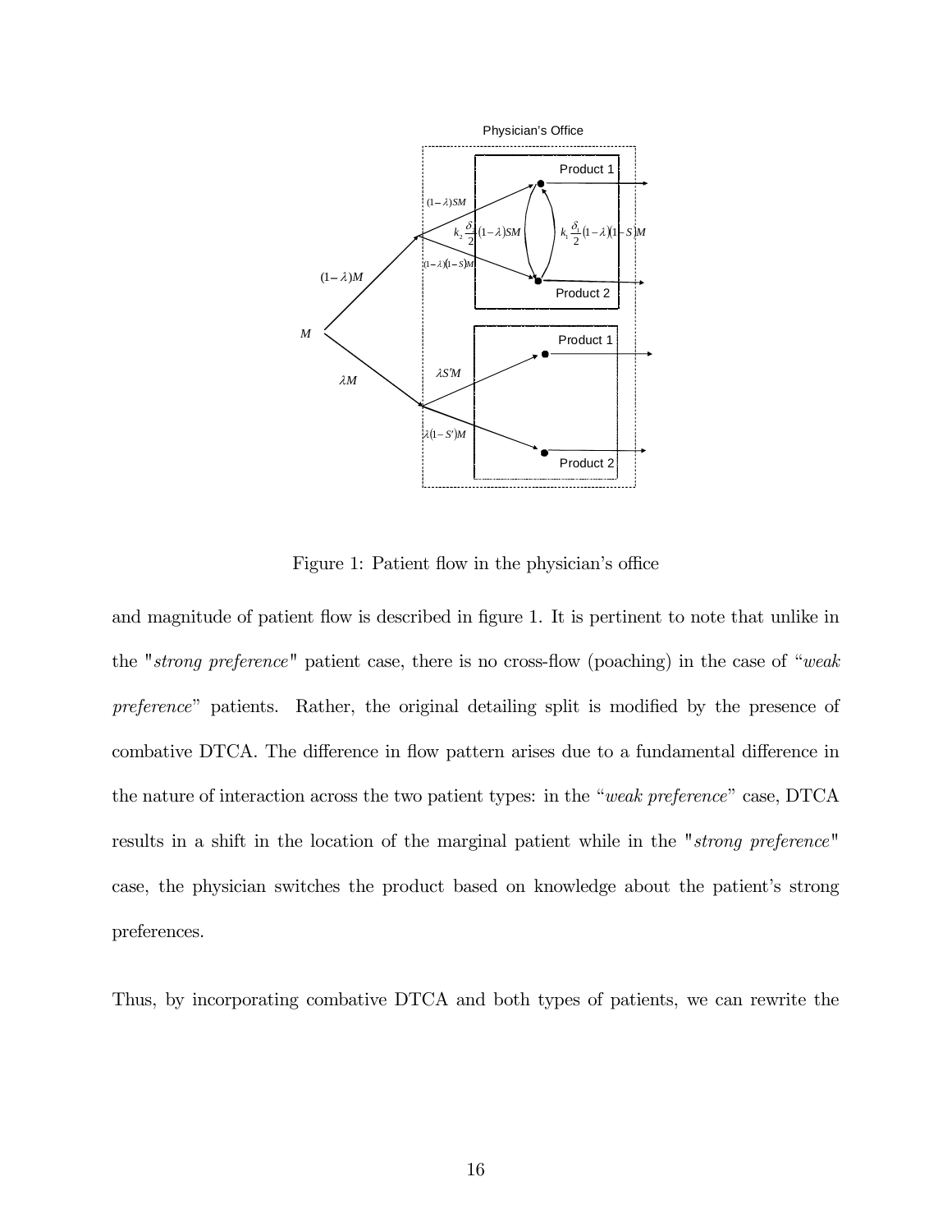Figure 1: Patient flow in the physician's office

and magnitude of patient flow is described in figure 1. It is pertinent to note that unlike in the "*strong preference*" patient case, there is no cross-flow (poaching) in the case of "*weak preference*" patients. Rather, the original detailing split is modified by the presence of combative DTCA. The difference in flow pattern arises due to a fundamental difference in the nature of interaction across the two patient types: in the "*weak preference*" case, DTCA results in a shift in the location of the marginal patient while in the "*strong preference*" case, the physician switches the product based on knowledge about the patient's strong preferences.

Thus, by incorporating combative DTCA and both types of patients, we can rewrite the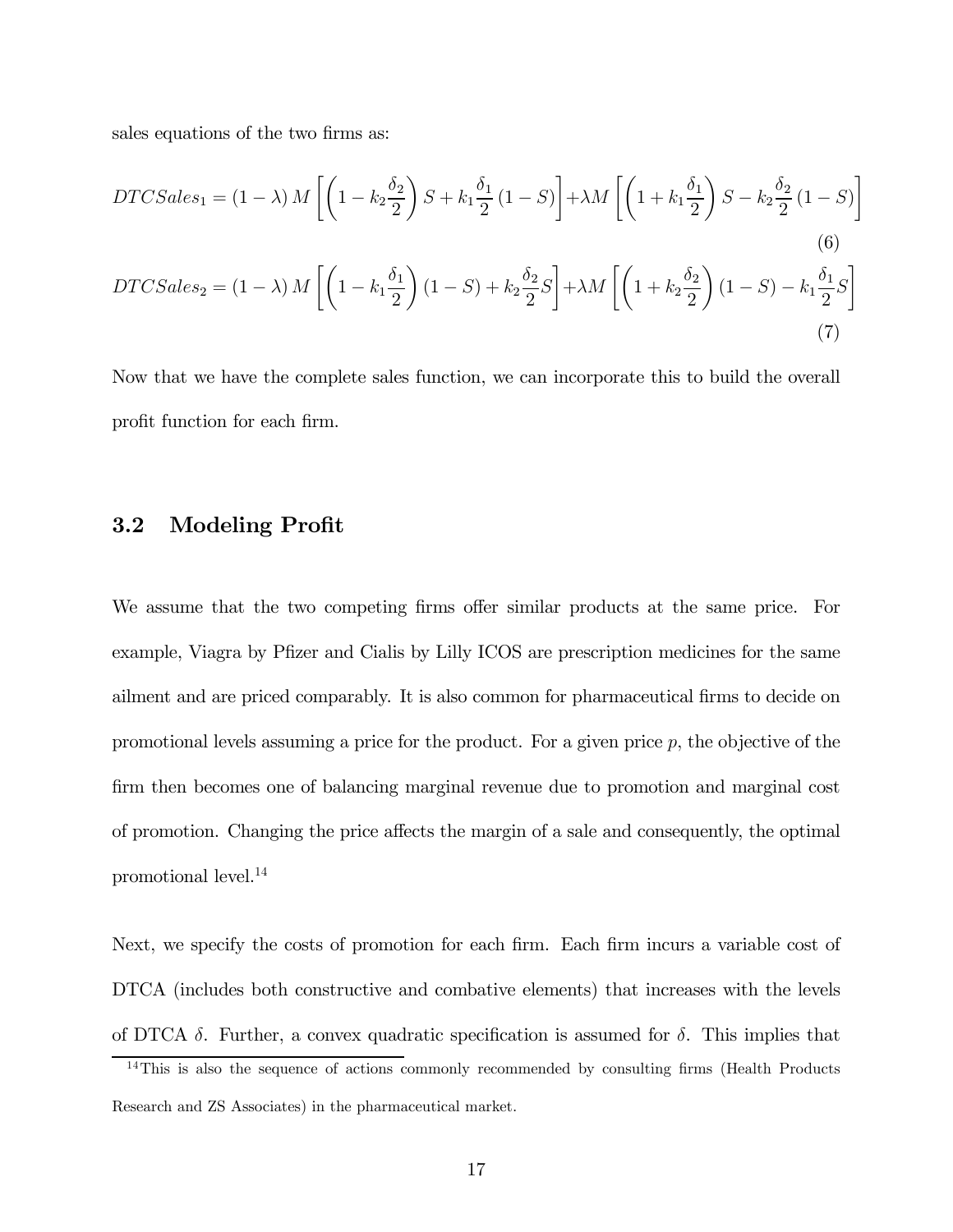sales equations of the two firms as:

$$DTCSales_1 = (1-\lambda) M \left[ \left(1 - k_2 \frac{\delta_2}{2}\right) S + k_1 \frac{\delta_1}{2} (1-S) \right] + \lambda M \left[ \left(1 + k_1 \frac{\delta_1}{2}\right) S - k_2 \frac{\delta_2}{2} (1-S) \right] \tag{6}$$

$$DTCSales_2 = (1-\lambda) M \left[ \left(1 - k_1 \frac{\delta_1}{2}\right) (1-S) + k_2 \frac{\delta_2}{2} S \right] + \lambda M \left[ \left(1 + k_2 \frac{\delta_2}{2}\right) (1-S) - k_1 \frac{\delta_1}{2} S \right] \tag{7}$$

Now that we have the complete sales function, we can incorporate this to build the overall profit function for each firm.

## 3.2 Modeling Profit

We assume that the two competing firms offer similar products at the same price. For example, Viagra by Pfizer and Cialis by Lilly ICOS are prescription medicines for the same ailment and are priced comparably. It is also common for pharmaceutical firms to decide on promotional levels assuming a price for the product. For a given price $p$, the objective of the firm then becomes one of balancing marginal revenue due to promotion and marginal cost of promotion. Changing the price affects the margin of a sale and consequently, the optimal promotional level.[14]

Next, we specify the costs of promotion for each firm. Each firm incurs a variable cost of DTCA (includes both constructive and combative elements) that increases with the levels of DTCA $\delta$. Further, a convex quadratic specification is assumed for $\delta$. This implies that

[14] This is also the sequence of actions commonly recommended by consulting firms (Health Products Research and ZS Associates) in the pharmaceutical market.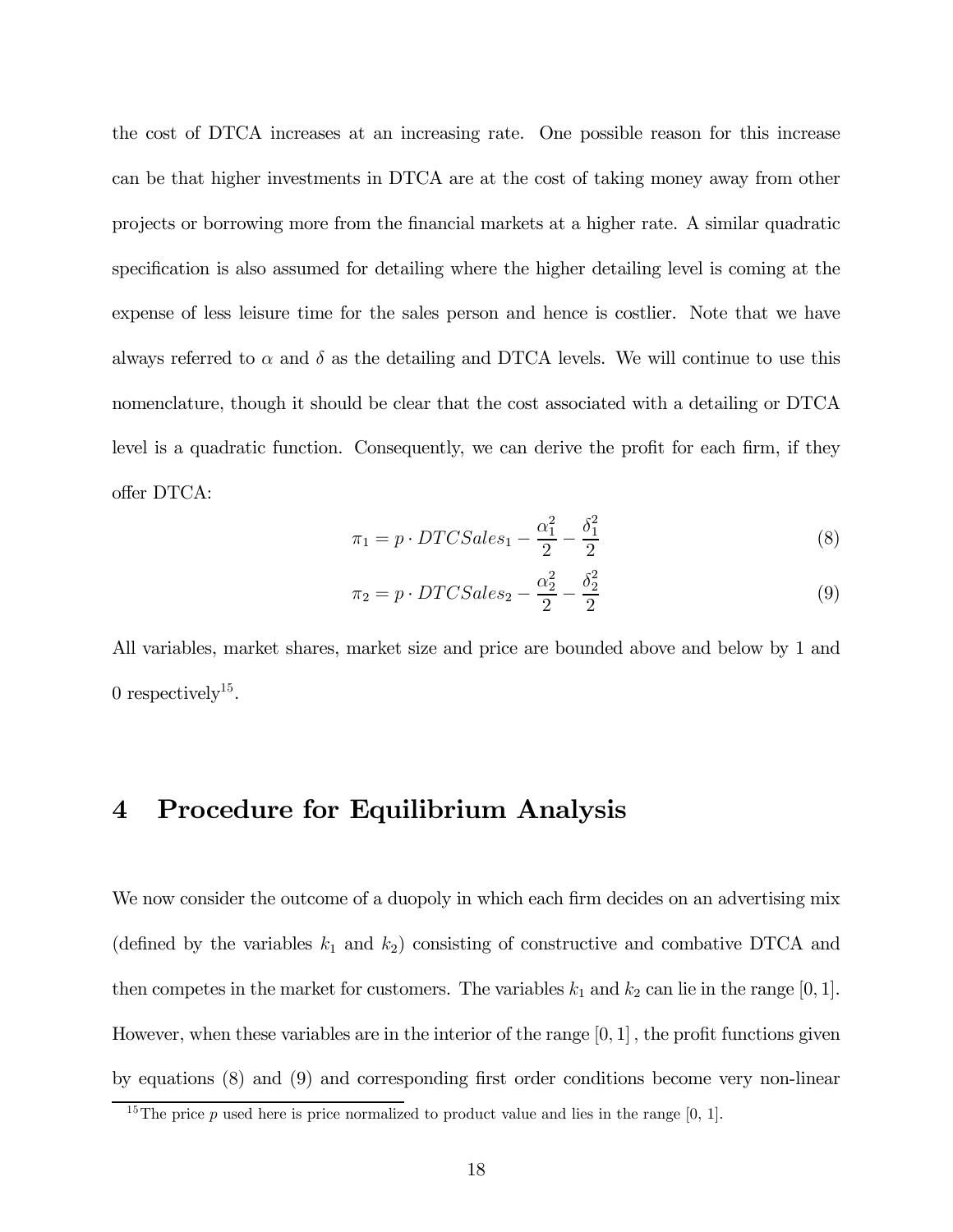the cost of DTCA increases at an increasing rate. One possible reason for this increase can be that higher investments in DTCA are at the cost of taking money away from other projects or borrowing more from the financial markets at a higher rate. A similar quadratic specification is also assumed for detailing where the higher detailing level is coming at the expense of less leisure time for the sales person and hence is costlier. Note that we have always referred to $\alpha$ and $\delta$ as the detailing and DTCA levels. We will continue to use this nomenclature, though it should be clear that the cost associated with a detailing or DTCA level is a quadratic function. Consequently, we can derive the profit for each firm, if they offer DTCA:

$$\pi_1 = p \cdot DTCSales_1 - \frac{\alpha_1^2}{2} - \frac{\delta_1^2}{2} \tag{8}$$

$$\pi_2 = p \cdot DTCSales_2 - \frac{\alpha_2^2}{2} - \frac{\delta_2^2}{2} \tag{9}$$

All variables, market shares, market size and price are bounded above and below by 1 and 0 respectively[15].

# 4 Procedure for Equilibrium Analysis

We now consider the outcome of a duopoly in which each firm decides on an advertising mix (defined by the variables $k_1$ and $k_2$) consisting of constructive and combative DTCA and then competes in the market for customers. The variables $k_1$ and $k_2$ can lie in the range $[0, 1]$. However, when these variables are in the interior of the range $[0, 1]$, the profit functions given by equations (8) and (9) and corresponding first order conditions become very non-linear

[15] The price $p$ used here is price normalized to product value and lies in the range [0, 1].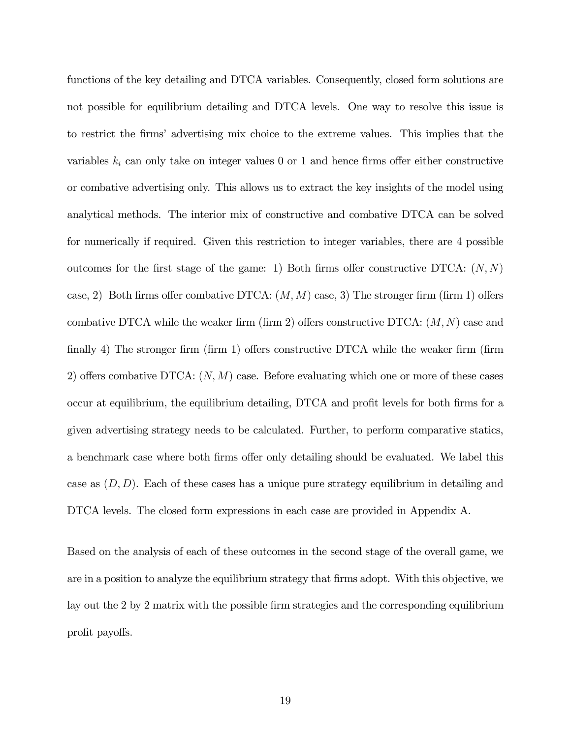functions of the key detailing and DTCA variables. Consequently, closed form solutions are not possible for equilibrium detailing and DTCA levels. One way to resolve this issue is to restrict the firms' advertising mix choice to the extreme values. This implies that the variables $k_i$ can only take on integer values 0 or 1 and hence firms offer either constructive or combative advertising only. This allows us to extract the key insights of the model using analytical methods. The interior mix of constructive and combative DTCA can be solved for numerically if required. Given this restriction to integer variables, there are 4 possible outcomes for the first stage of the game: 1) Both firms offer constructive DTCA: $(N, N)$ case, 2) Both firms offer combative DTCA: $(M, M)$ case, 3) The stronger firm (firm 1) offers combative DTCA while the weaker firm (firm 2) offers constructive DTCA: $(M, N)$ case and finally 4) The stronger firm (firm 1) offers constructive DTCA while the weaker firm (firm 2) offers combative DTCA: $(N, M)$ case. Before evaluating which one or more of these cases occur at equilibrium, the equilibrium detailing, DTCA and profit levels for both firms for a given advertising strategy needs to be calculated. Further, to perform comparative statics, a benchmark case where both firms offer only detailing should be evaluated. We label this case as $(D, D)$. Each of these cases has a unique pure strategy equilibrium in detailing and DTCA levels. The closed form expressions in each case are provided in Appendix A.

Based on the analysis of each of these outcomes in the second stage of the overall game, we are in a position to analyze the equilibrium strategy that firms adopt. With this objective, we lay out the 2 by 2 matrix with the possible firm strategies and the corresponding equilibrium profit payoffs.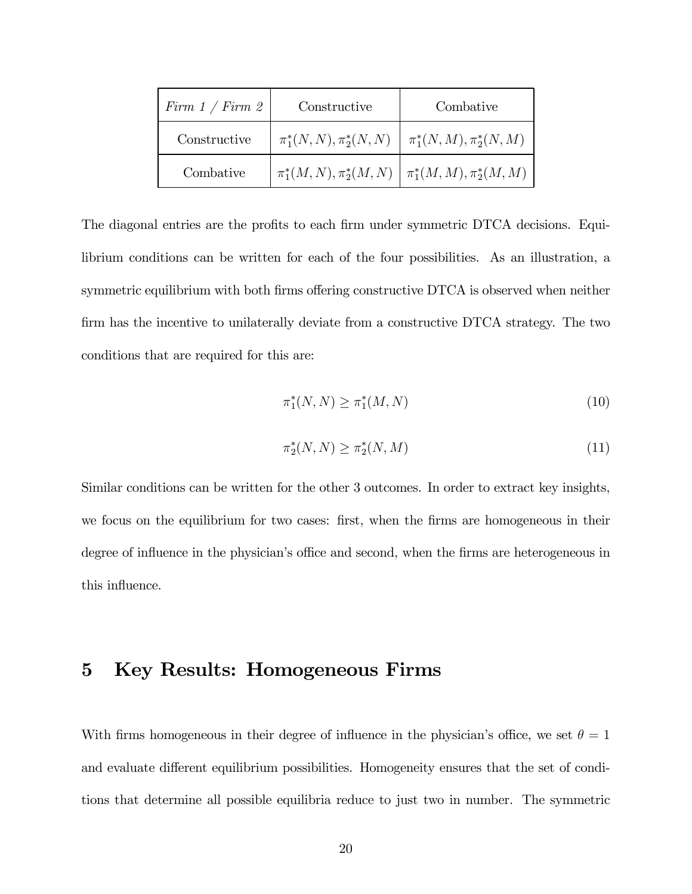| *Firm 1 / Firm 2* | Constructive | Combative |
|---|---|---|
| Constructive | $\pi_1^*(N,N), \pi_2^*(N,N)$ | $\pi_1^*(N,M), \pi_2^*(N,M)$ |
| Combative | $\pi_1^*(M,N), \pi_2^*(M,N)$ | $\pi_1^*(M,M), \pi_2^*(M,M)$ |

The diagonal entries are the profits to each firm under symmetric DTCA decisions. Equilibrium conditions can be written for each of the four possibilities. As an illustration, a symmetric equilibrium with both firms offering constructive DTCA is observed when neither firm has the incentive to unilaterally deviate from a constructive DTCA strategy. The two conditions that are required for this are:

$$\pi_1^*(N,N) \geq \pi_1^*(M,N) \tag{10}$$

$$\pi_2^*(N,N) \geq \pi_2^*(N,M) \tag{11}$$

Similar conditions can be written for the other 3 outcomes. In order to extract key insights, we focus on the equilibrium for two cases: first, when the firms are homogeneous in their degree of influence in the physician's office and second, when the firms are heterogeneous in this influence.

# 5 Key Results: Homogeneous Firms

With firms homogeneous in their degree of influence in the physician's office, we set $\theta = 1$ and evaluate different equilibrium possibilities. Homogeneity ensures that the set of conditions that determine all possible equilibria reduce to just two in number. The symmetric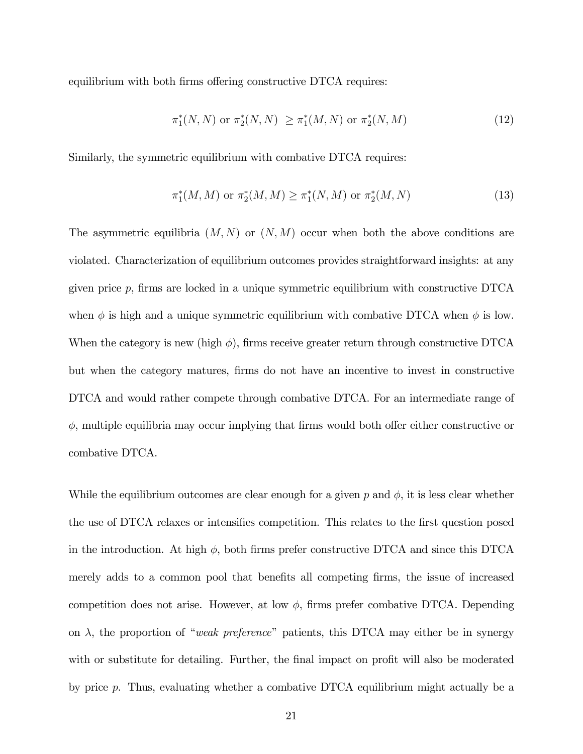equilibrium with both firms offering constructive DTCA requires:

$$\pi_1^*(N,N) \text{ or } \pi_2^*(N,N) \; \geq \pi_1^*(M,N) \text{ or } \pi_2^*(N,M) \tag{12}$$

Similarly, the symmetric equilibrium with combative DTCA requires:

$$\pi_1^*(M,M) \text{ or } \pi_2^*(M,M) \geq \pi_1^*(N,M) \text{ or } \pi_2^*(M,N) \tag{13}$$

The asymmetric equilibria $(M,N)$ or $(N,M)$ occur when both the above conditions are violated. Characterization of equilibrium outcomes provides straightforward insights: at any given price $p$, firms are locked in a unique symmetric equilibrium with constructive DTCA when $\phi$ is high and a unique symmetric equilibrium with combative DTCA when $\phi$ is low. When the category is new (high $\phi$), firms receive greater return through constructive DTCA but when the category matures, firms do not have an incentive to invest in constructive DTCA and would rather compete through combative DTCA. For an intermediate range of $\phi$, multiple equilibria may occur implying that firms would both offer either constructive or combative DTCA.

While the equilibrium outcomes are clear enough for a given $p$ and $\phi$, it is less clear whether the use of DTCA relaxes or intensifies competition. This relates to the first question posed in the introduction. At high $\phi$, both firms prefer constructive DTCA and since this DTCA merely adds to a common pool that benefits all competing firms, the issue of increased competition does not arise. However, at low $\phi$, firms prefer combative DTCA. Depending on $\lambda$, the proportion of "*weak preference*" patients, this DTCA may either be in synergy with or substitute for detailing. Further, the final impact on profit will also be moderated by price $p$. Thus, evaluating whether a combative DTCA equilibrium might actually be a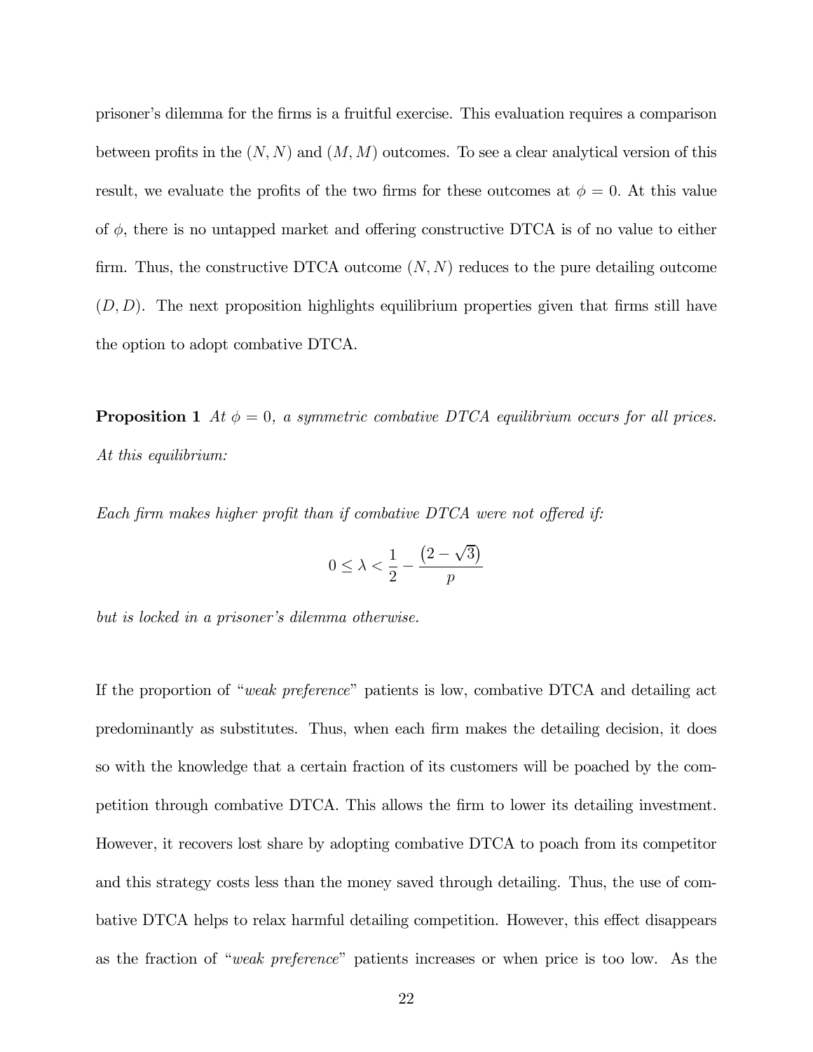prisoner's dilemma for the firms is a fruitful exercise. This evaluation requires a comparison between profits in the $(N, N)$ and $(M, M)$ outcomes. To see a clear analytical version of this result, we evaluate the profits of the two firms for these outcomes at $\phi = 0$. At this value of $\phi$, there is no untapped market and offering constructive DTCA is of no value to either firm. Thus, the constructive DTCA outcome $(N, N)$ reduces to the pure detailing outcome $(D, D)$. The next proposition highlights equilibrium properties given that firms still have the option to adopt combative DTCA.

**Proposition 1** *At $\phi = 0$, a symmetric combative DTCA equilibrium occurs for all prices. At this equilibrium:*

*Each firm makes higher profit than if combative DTCA were not offered if:*

$$0 \leq \lambda < \frac{1}{2} - \frac{(2 - \sqrt{3})}{p}$$

*but is locked in a prisoner's dilemma otherwise.*

If the proportion of "*weak preference*" patients is low, combative DTCA and detailing act predominantly as substitutes. Thus, when each firm makes the detailing decision, it does so with the knowledge that a certain fraction of its customers will be poached by the competition through combative DTCA. This allows the firm to lower its detailing investment. However, it recovers lost share by adopting combative DTCA to poach from its competitor and this strategy costs less than the money saved through detailing. Thus, the use of combative DTCA helps to relax harmful detailing competition. However, this effect disappears as the fraction of "*weak preference*" patients increases or when price is too low. As the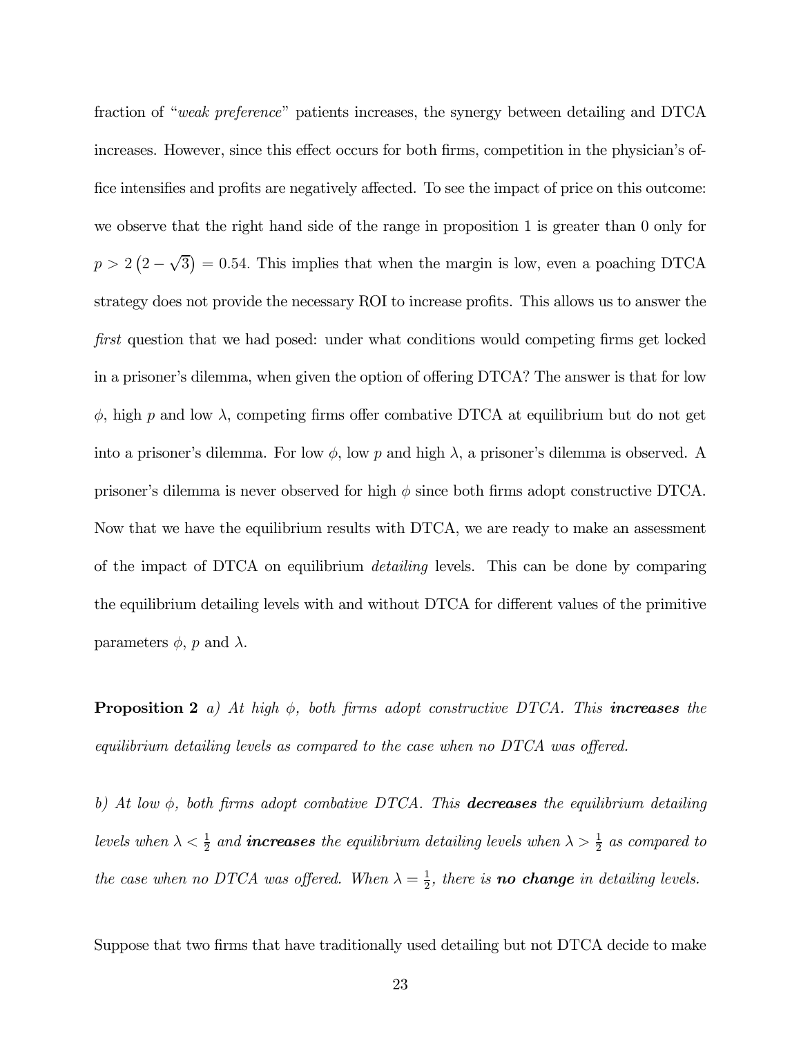fraction of "*weak preference*" patients increases, the synergy between detailing and DTCA increases. However, since this effect occurs for both firms, competition in the physician's office intensifies and profits are negatively affected. To see the impact of price on this outcome: we observe that the right hand side of the range in proposition 1 is greater than 0 only for $p > 2\left(2 - \sqrt{3}\right) = 0.54$. This implies that when the margin is low, even a poaching DTCA strategy does not provide the necessary ROI to increase profits. This allows us to answer the *first* question that we had posed: under what conditions would competing firms get locked in a prisoner's dilemma, when given the option of offering DTCA? The answer is that for low $\phi$, high $p$ and low $\lambda$, competing firms offer combative DTCA at equilibrium but do not get into a prisoner's dilemma. For low $\phi$, low $p$ and high $\lambda$, a prisoner's dilemma is observed. A prisoner's dilemma is never observed for high $\phi$ since both firms adopt constructive DTCA. Now that we have the equilibrium results with DTCA, we are ready to make an assessment of the impact of DTCA on equilibrium *detailing* levels. This can be done by comparing the equilibrium detailing levels with and without DTCA for different values of the primitive parameters $\phi$, $p$ and $\lambda$.

**Proposition 2** *a) At high $\phi$, both firms adopt constructive DTCA. This* ***increases*** *the equilibrium detailing levels as compared to the case when no DTCA was offered.*

*b) At low $\phi$, both firms adopt combative DTCA. This* ***decreases*** *the equilibrium detailing levels when $\lambda < \frac{1}{2}$ and* ***increases*** *the equilibrium detailing levels when $\lambda > \frac{1}{2}$ as compared to the case when no DTCA was offered. When $\lambda = \frac{1}{2}$, there is* ***no change*** *in detailing levels.*

Suppose that two firms that have traditionally used detailing but not DTCA decide to make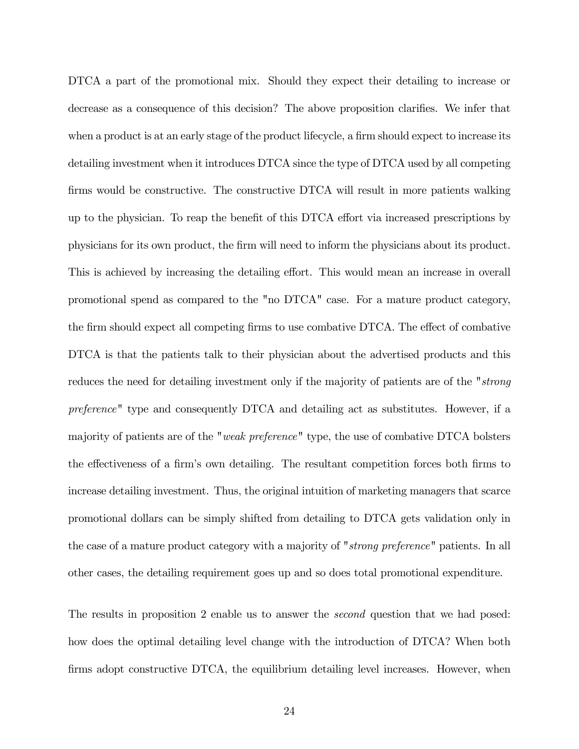DTCA a part of the promotional mix. Should they expect their detailing to increase or decrease as a consequence of this decision? The above proposition clarifies. We infer that when a product is at an early stage of the product lifecycle, a firm should expect to increase its detailing investment when it introduces DTCA since the type of DTCA used by all competing firms would be constructive. The constructive DTCA will result in more patients walking up to the physician. To reap the benefit of this DTCA effort via increased prescriptions by physicians for its own product, the firm will need to inform the physicians about its product. This is achieved by increasing the detailing effort. This would mean an increase in overall promotional spend as compared to the "no DTCA" case. For a mature product category, the firm should expect all competing firms to use combative DTCA. The effect of combative DTCA is that the patients talk to their physician about the advertised products and this reduces the need for detailing investment only if the majority of patients are of the "*strong preference*" type and consequently DTCA and detailing act as substitutes. However, if a majority of patients are of the "*weak preference*" type, the use of combative DTCA bolsters the effectiveness of a firm's own detailing. The resultant competition forces both firms to increase detailing investment. Thus, the original intuition of marketing managers that scarce promotional dollars can be simply shifted from detailing to DTCA gets validation only in the case of a mature product category with a majority of "*strong preference*" patients. In all other cases, the detailing requirement goes up and so does total promotional expenditure.

The results in proposition 2 enable us to answer the *second* question that we had posed: how does the optimal detailing level change with the introduction of DTCA? When both firms adopt constructive DTCA, the equilibrium detailing level increases. However, when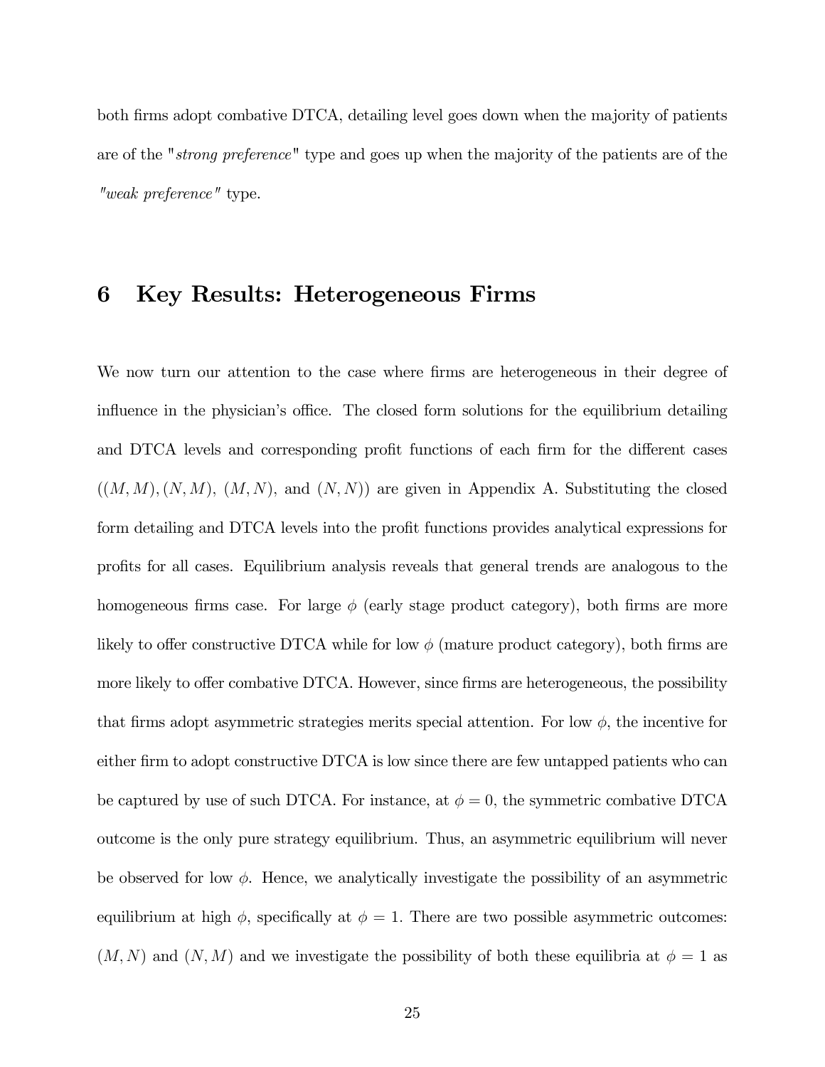both firms adopt combative DTCA, detailing level goes down when the majority of patients are of the "*strong preference*" type and goes up when the majority of the patients are of the *"weak preference"* type.

## 6 Key Results: Heterogeneous Firms

We now turn our attention to the case where firms are heterogeneous in their degree of influence in the physician's office. The closed form solutions for the equilibrium detailing and DTCA levels and corresponding profit functions of each firm for the different cases $((M, M), (N, M)$, $(M, N)$, and $(N, N))$ are given in Appendix A. Substituting the closed form detailing and DTCA levels into the profit functions provides analytical expressions for profits for all cases. Equilibrium analysis reveals that general trends are analogous to the homogeneous firms case. For large $\phi$ (early stage product category), both firms are more likely to offer constructive DTCA while for low $\phi$ (mature product category), both firms are more likely to offer combative DTCA. However, since firms are heterogeneous, the possibility that firms adopt asymmetric strategies merits special attention. For low $\phi$, the incentive for either firm to adopt constructive DTCA is low since there are few untapped patients who can be captured by use of such DTCA. For instance, at $\phi = 0$, the symmetric combative DTCA outcome is the only pure strategy equilibrium. Thus, an asymmetric equilibrium will never be observed for low $\phi$. Hence, we analytically investigate the possibility of an asymmetric equilibrium at high $\phi$, specifically at $\phi = 1$. There are two possible asymmetric outcomes: $(M, N)$ and $(N, M)$ and we investigate the possibility of both these equilibria at $\phi = 1$ as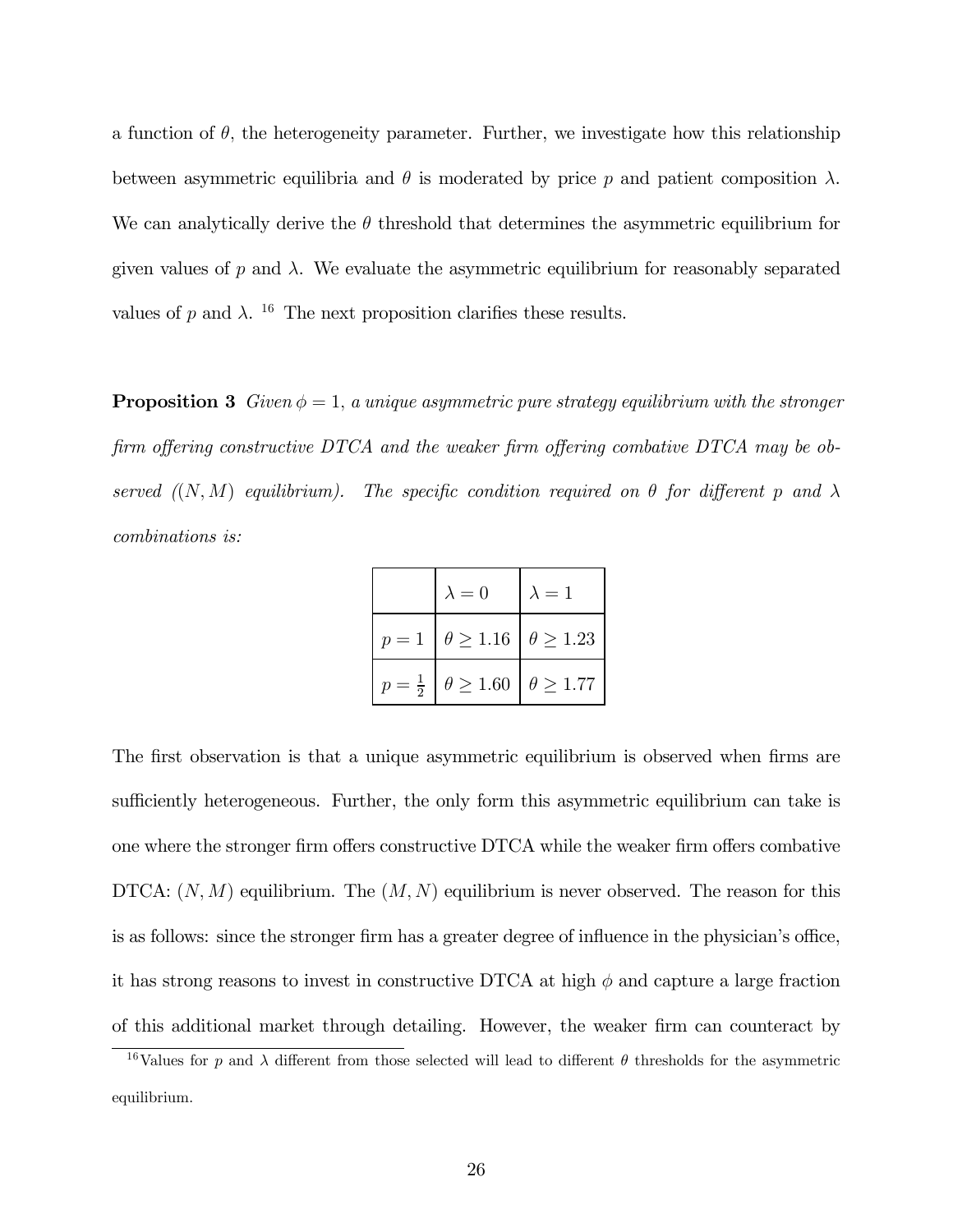a function of $\theta$, the heterogeneity parameter. Further, we investigate how this relationship between asymmetric equilibria and $\theta$ is moderated by price $p$ and patient composition $\lambda$. We can analytically derive the $\theta$ threshold that determines the asymmetric equilibrium for given values of $p$ and $\lambda$. We evaluate the asymmetric equilibrium for reasonably separated values of $p$ and $\lambda$. [16] The next proposition clarifies these results.

**Proposition 3** *Given $\phi = 1$, a unique asymmetric pure strategy equilibrium with the stronger firm offering constructive DTCA and the weaker firm offering combative DTCA may be observed ($(N, M)$ equilibrium). The specific condition required on $\theta$ for different $p$ and $\lambda$ combinations is:*

| | $\lambda = 0$ | $\lambda = 1$ |
|---|---|---|
| $p = 1$ | $\theta \geq 1.16$ | $\theta \geq 1.23$ |
| $p = \frac{1}{2}$ | $\theta \geq 1.60$ | $\theta \geq 1.77$ |

The first observation is that a unique asymmetric equilibrium is observed when firms are sufficiently heterogeneous. Further, the only form this asymmetric equilibrium can take is one where the stronger firm offers constructive DTCA while the weaker firm offers combative DTCA: $(N, M)$ equilibrium. The $(M, N)$ equilibrium is never observed. The reason for this is as follows: since the stronger firm has a greater degree of influence in the physician's office, it has strong reasons to invest in constructive DTCA at high $\phi$ and capture a large fraction of this additional market through detailing. However, the weaker firm can counteract by

[16] Values for $p$ and $\lambda$ different from those selected will lead to different $\theta$ thresholds for the asymmetric equilibrium.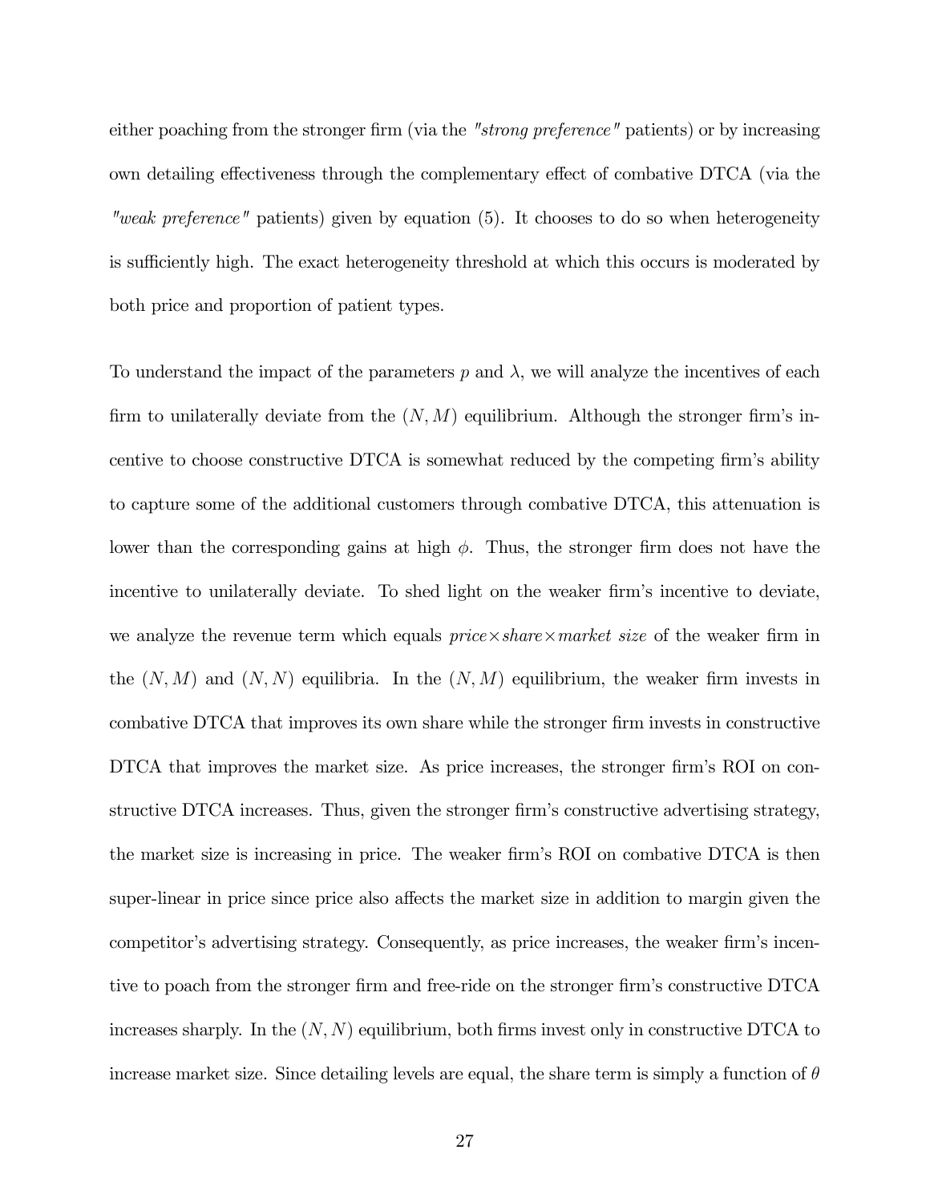either poaching from the stronger firm (via the *"strong preference"* patients) or by increasing own detailing effectiveness through the complementary effect of combative DTCA (via the *"weak preference"* patients) given by equation (5). It chooses to do so when heterogeneity is sufficiently high. The exact heterogeneity threshold at which this occurs is moderated by both price and proportion of patient types.

To understand the impact of the parameters $p$ and $\lambda$, we will analyze the incentives of each firm to unilaterally deviate from the $(N, M)$ equilibrium. Although the stronger firm's incentive to choose constructive DTCA is somewhat reduced by the competing firm's ability to capture some of the additional customers through combative DTCA, this attenuation is lower than the corresponding gains at high $\phi$. Thus, the stronger firm does not have the incentive to unilaterally deviate. To shed light on the weaker firm's incentive to deviate, we analyze the revenue term which equals *price×share×market size* of the weaker firm in the $(N, M)$ and $(N, N)$ equilibria. In the $(N, M)$ equilibrium, the weaker firm invests in combative DTCA that improves its own share while the stronger firm invests in constructive DTCA that improves the market size. As price increases, the stronger firm's ROI on constructive DTCA increases. Thus, given the stronger firm's constructive advertising strategy, the market size is increasing in price. The weaker firm's ROI on combative DTCA is then super-linear in price since price also affects the market size in addition to margin given the competitor's advertising strategy. Consequently, as price increases, the weaker firm's incentive to poach from the stronger firm and free-ride on the stronger firm's constructive DTCA increases sharply. In the $(N, N)$ equilibrium, both firms invest only in constructive DTCA to increase market size. Since detailing levels are equal, the share term is simply a function of $\theta$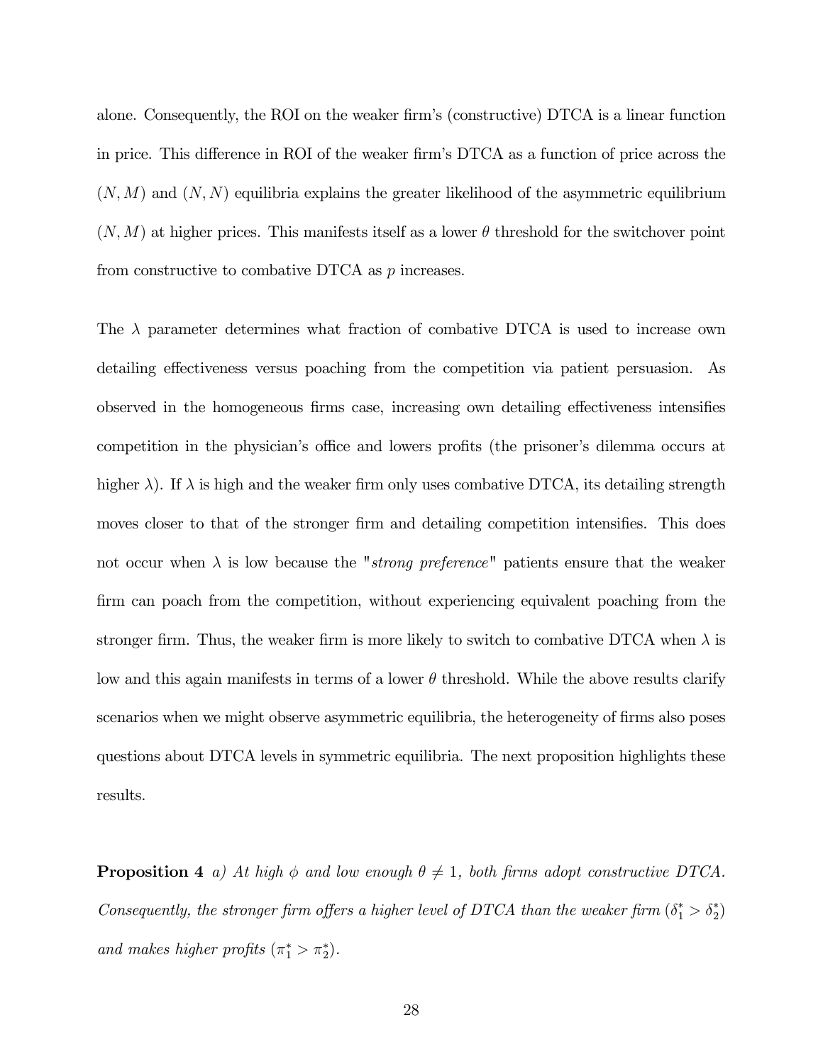alone. Consequently, the ROI on the weaker firm's (constructive) DTCA is a linear function in price. This difference in ROI of the weaker firm's DTCA as a function of price across the $(N, M)$ and $(N, N)$ equilibria explains the greater likelihood of the asymmetric equilibrium $(N, M)$ at higher prices. This manifests itself as a lower $\theta$ threshold for the switchover point from constructive to combative DTCA as $p$ increases.

The $\lambda$ parameter determines what fraction of combative DTCA is used to increase own detailing effectiveness versus poaching from the competition via patient persuasion. As observed in the homogeneous firms case, increasing own detailing effectiveness intensifies competition in the physician's office and lowers profits (the prisoner's dilemma occurs at higher $\lambda$). If $\lambda$ is high and the weaker firm only uses combative DTCA, its detailing strength moves closer to that of the stronger firm and detailing competition intensifies. This does not occur when $\lambda$ is low because the "*strong preference*" patients ensure that the weaker firm can poach from the competition, without experiencing equivalent poaching from the stronger firm. Thus, the weaker firm is more likely to switch to combative DTCA when $\lambda$ is low and this again manifests in terms of a lower $\theta$ threshold. While the above results clarify scenarios when we might observe asymmetric equilibria, the heterogeneity of firms also poses questions about DTCA levels in symmetric equilibria. The next proposition highlights these results.

**Proposition 4** *a) At high $\phi$ and low enough $\theta \neq 1$, both firms adopt constructive DTCA. Consequently, the stronger firm offers a higher level of DTCA than the weaker firm ($\delta_1^* > \delta_2^*$) and makes higher profits ($\pi_1^* > \pi_2^*$).*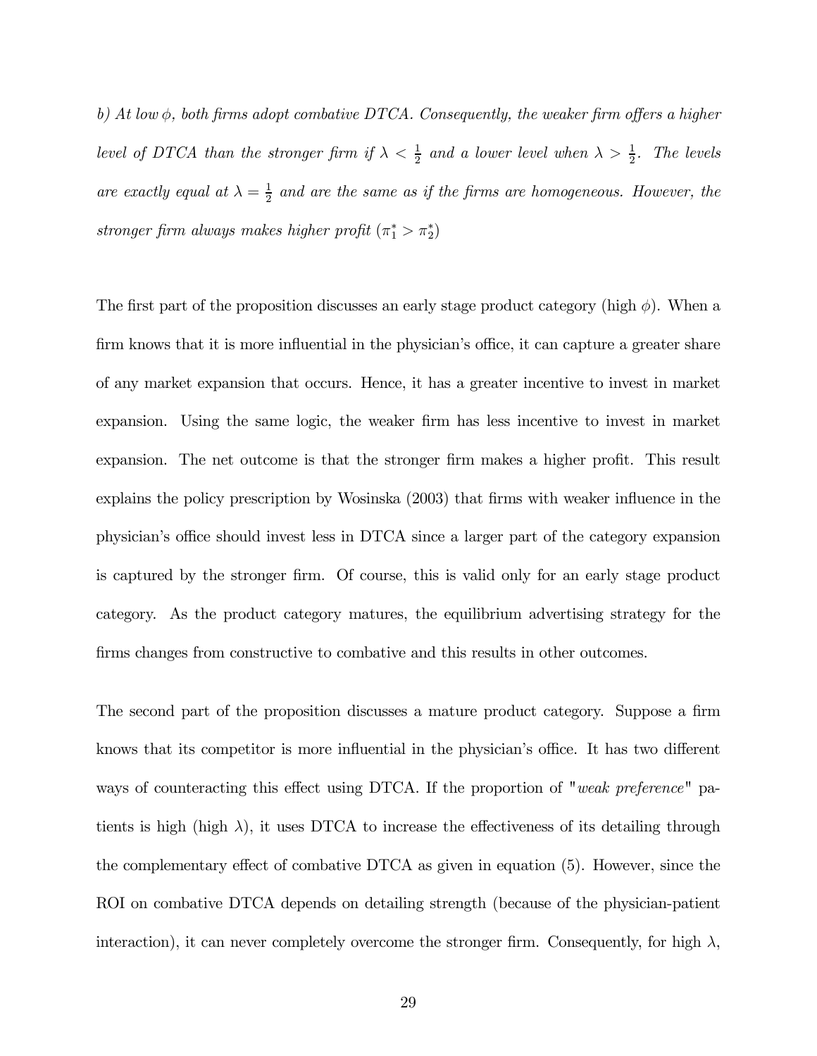*b) At low $\phi$, both firms adopt combative DTCA. Consequently, the weaker firm offers a higher level of DTCA than the stronger firm if $\lambda < \frac{1}{2}$ and a lower level when $\lambda > \frac{1}{2}$. The levels are exactly equal at $\lambda = \frac{1}{2}$ and are the same as if the firms are homogeneous. However, the stronger firm always makes higher profit ($\pi_1^* > \pi_2^*$)*

The first part of the proposition discusses an early stage product category (high $\phi$). When a firm knows that it is more influential in the physician's office, it can capture a greater share of any market expansion that occurs. Hence, it has a greater incentive to invest in market expansion. Using the same logic, the weaker firm has less incentive to invest in market expansion. The net outcome is that the stronger firm makes a higher profit. This result explains the policy prescription by Wosinska (2003) that firms with weaker influence in the physician's office should invest less in DTCA since a larger part of the category expansion is captured by the stronger firm. Of course, this is valid only for an early stage product category. As the product category matures, the equilibrium advertising strategy for the firms changes from constructive to combative and this results in other outcomes.

The second part of the proposition discusses a mature product category. Suppose a firm knows that its competitor is more influential in the physician's office. It has two different ways of counteracting this effect using DTCA. If the proportion of "*weak preference*" patients is high (high $\lambda$), it uses DTCA to increase the effectiveness of its detailing through the complementary effect of combative DTCA as given in equation (5). However, since the ROI on combative DTCA depends on detailing strength (because of the physician-patient interaction), it can never completely overcome the stronger firm. Consequently, for high $\lambda$,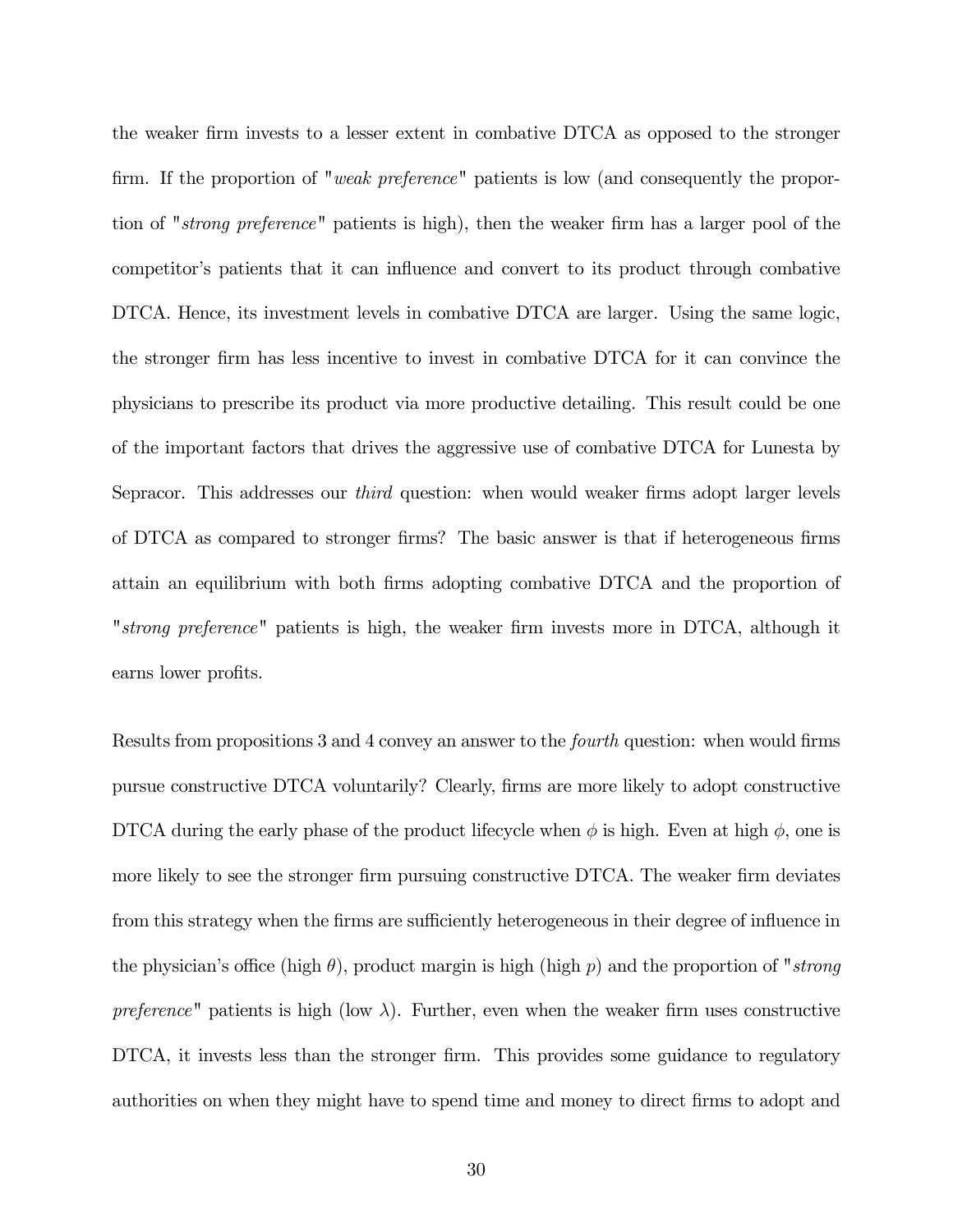the weaker firm invests to a lesser extent in combative DTCA as opposed to the stronger firm. If the proportion of "*weak preference*" patients is low (and consequently the proportion of "*strong preference*" patients is high), then the weaker firm has a larger pool of the competitor's patients that it can influence and convert to its product through combative DTCA. Hence, its investment levels in combative DTCA are larger. Using the same logic, the stronger firm has less incentive to invest in combative DTCA for it can convince the physicians to prescribe its product via more productive detailing. This result could be one of the important factors that drives the aggressive use of combative DTCA for Lunesta by Sepracor. This addresses our *third* question: when would weaker firms adopt larger levels of DTCA as compared to stronger firms? The basic answer is that if heterogeneous firms attain an equilibrium with both firms adopting combative DTCA and the proportion of "*strong preference*" patients is high, the weaker firm invests more in DTCA, although it earns lower profits.

Results from propositions 3 and 4 convey an answer to the *fourth* question: when would firms pursue constructive DTCA voluntarily? Clearly, firms are more likely to adopt constructive DTCA during the early phase of the product lifecycle when $\phi$ is high. Even at high $\phi$, one is more likely to see the stronger firm pursuing constructive DTCA. The weaker firm deviates from this strategy when the firms are sufficiently heterogeneous in their degree of influence in the physician's office (high $\theta$), product margin is high (high $p$) and the proportion of "*strong preference*" patients is high (low $\lambda$). Further, even when the weaker firm uses constructive DTCA, it invests less than the stronger firm. This provides some guidance to regulatory authorities on when they might have to spend time and money to direct firms to adopt and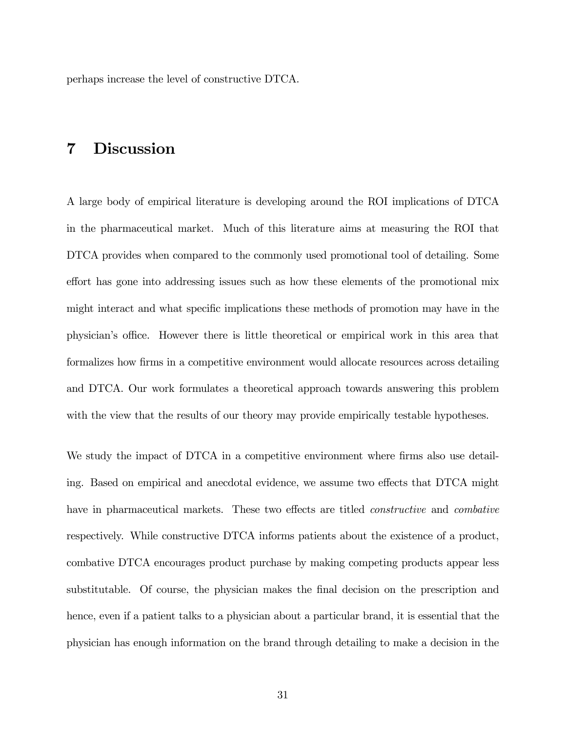perhaps increase the level of constructive DTCA.

# 7 Discussion

A large body of empirical literature is developing around the ROI implications of DTCA in the pharmaceutical market. Much of this literature aims at measuring the ROI that DTCA provides when compared to the commonly used promotional tool of detailing. Some effort has gone into addressing issues such as how these elements of the promotional mix might interact and what specific implications these methods of promotion may have in the physician's office. However there is little theoretical or empirical work in this area that formalizes how firms in a competitive environment would allocate resources across detailing and DTCA. Our work formulates a theoretical approach towards answering this problem with the view that the results of our theory may provide empirically testable hypotheses.

We study the impact of DTCA in a competitive environment where firms also use detailing. Based on empirical and anecdotal evidence, we assume two effects that DTCA might have in pharmaceutical markets. These two effects are titled *constructive* and *combative* respectively. While constructive DTCA informs patients about the existence of a product, combative DTCA encourages product purchase by making competing products appear less substitutable. Of course, the physician makes the final decision on the prescription and hence, even if a patient talks to a physician about a particular brand, it is essential that the physician has enough information on the brand through detailing to make a decision in the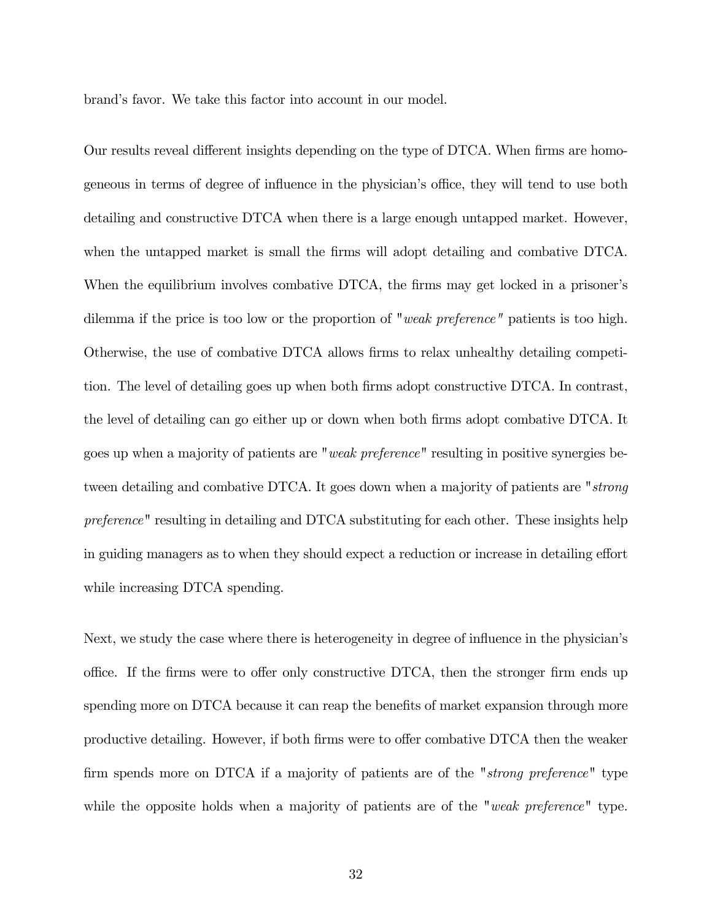brand's favor. We take this factor into account in our model.

Our results reveal different insights depending on the type of DTCA. When firms are homogeneous in terms of degree of influence in the physician's office, they will tend to use both detailing and constructive DTCA when there is a large enough untapped market. However, when the untapped market is small the firms will adopt detailing and combative DTCA. When the equilibrium involves combative DTCA, the firms may get locked in a prisoner's dilemma if the price is too low or the proportion of "*weak preference*" patients is too high. Otherwise, the use of combative DTCA allows firms to relax unhealthy detailing competition. The level of detailing goes up when both firms adopt constructive DTCA. In contrast, the level of detailing can go either up or down when both firms adopt combative DTCA. It goes up when a majority of patients are "*weak preference*" resulting in positive synergies between detailing and combative DTCA. It goes down when a majority of patients are "*strong preference*" resulting in detailing and DTCA substituting for each other. These insights help in guiding managers as to when they should expect a reduction or increase in detailing effort while increasing DTCA spending.

Next, we study the case where there is heterogeneity in degree of influence in the physician's office. If the firms were to offer only constructive DTCA, then the stronger firm ends up spending more on DTCA because it can reap the benefits of market expansion through more productive detailing. However, if both firms were to offer combative DTCA then the weaker firm spends more on DTCA if a majority of patients are of the "*strong preference*" type while the opposite holds when a majority of patients are of the "*weak preference*" type.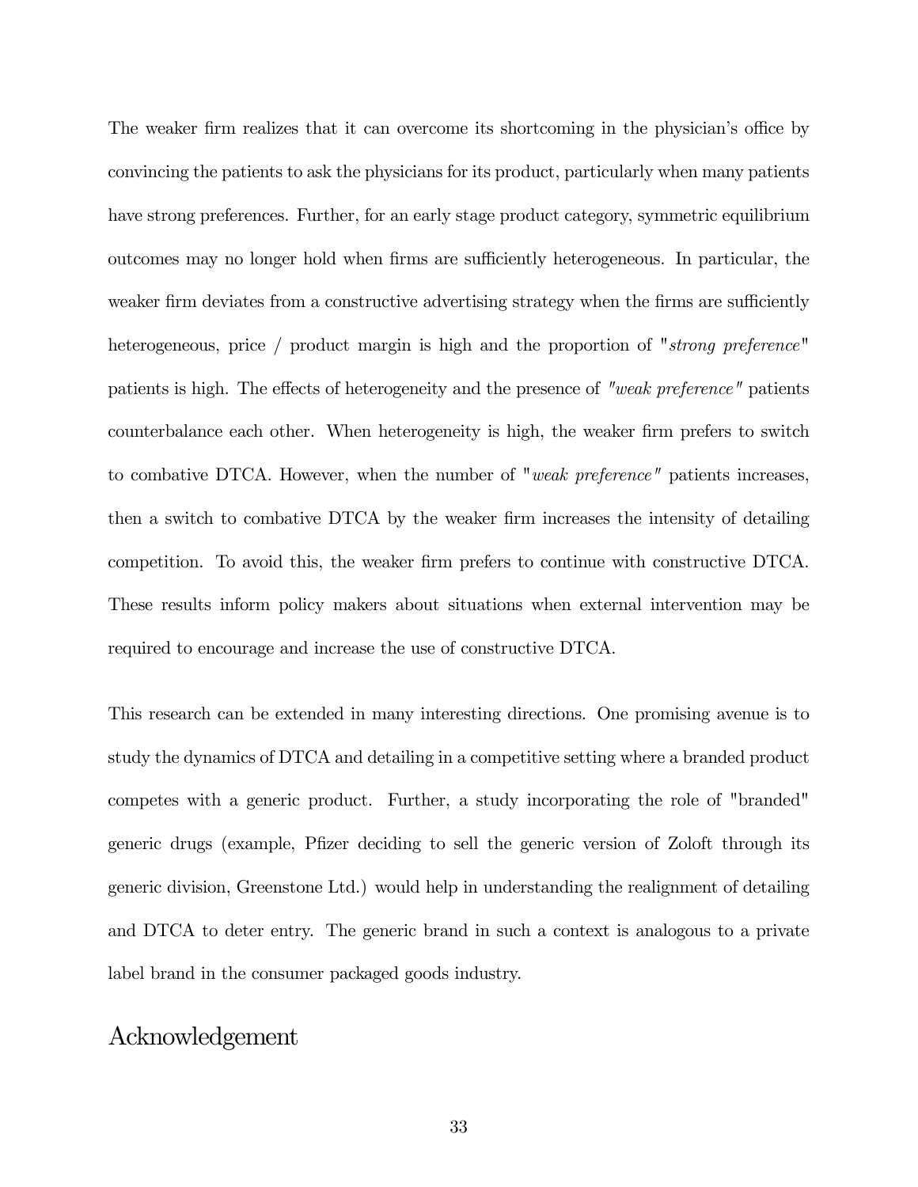The weaker firm realizes that it can overcome its shortcoming in the physician's office by convincing the patients to ask the physicians for its product, particularly when many patients have strong preferences. Further, for an early stage product category, symmetric equilibrium outcomes may no longer hold when firms are sufficiently heterogeneous. In particular, the weaker firm deviates from a constructive advertising strategy when the firms are sufficiently heterogeneous, price / product margin is high and the proportion of "*strong preference*" patients is high. The effects of heterogeneity and the presence of *"weak preference"* patients counterbalance each other. When heterogeneity is high, the weaker firm prefers to switch to combative DTCA. However, when the number of "*weak preference*" patients increases, then a switch to combative DTCA by the weaker firm increases the intensity of detailing competition. To avoid this, the weaker firm prefers to continue with constructive DTCA. These results inform policy makers about situations when external intervention may be required to encourage and increase the use of constructive DTCA.

This research can be extended in many interesting directions. One promising avenue is to study the dynamics of DTCA and detailing in a competitive setting where a branded product competes with a generic product. Further, a study incorporating the role of "branded" generic drugs (example, Pfizer deciding to sell the generic version of Zoloft through its generic division, Greenstone Ltd.) would help in understanding the realignment of detailing and DTCA to deter entry. The generic brand in such a context is analogous to a private label brand in the consumer packaged goods industry.

# Acknowledgement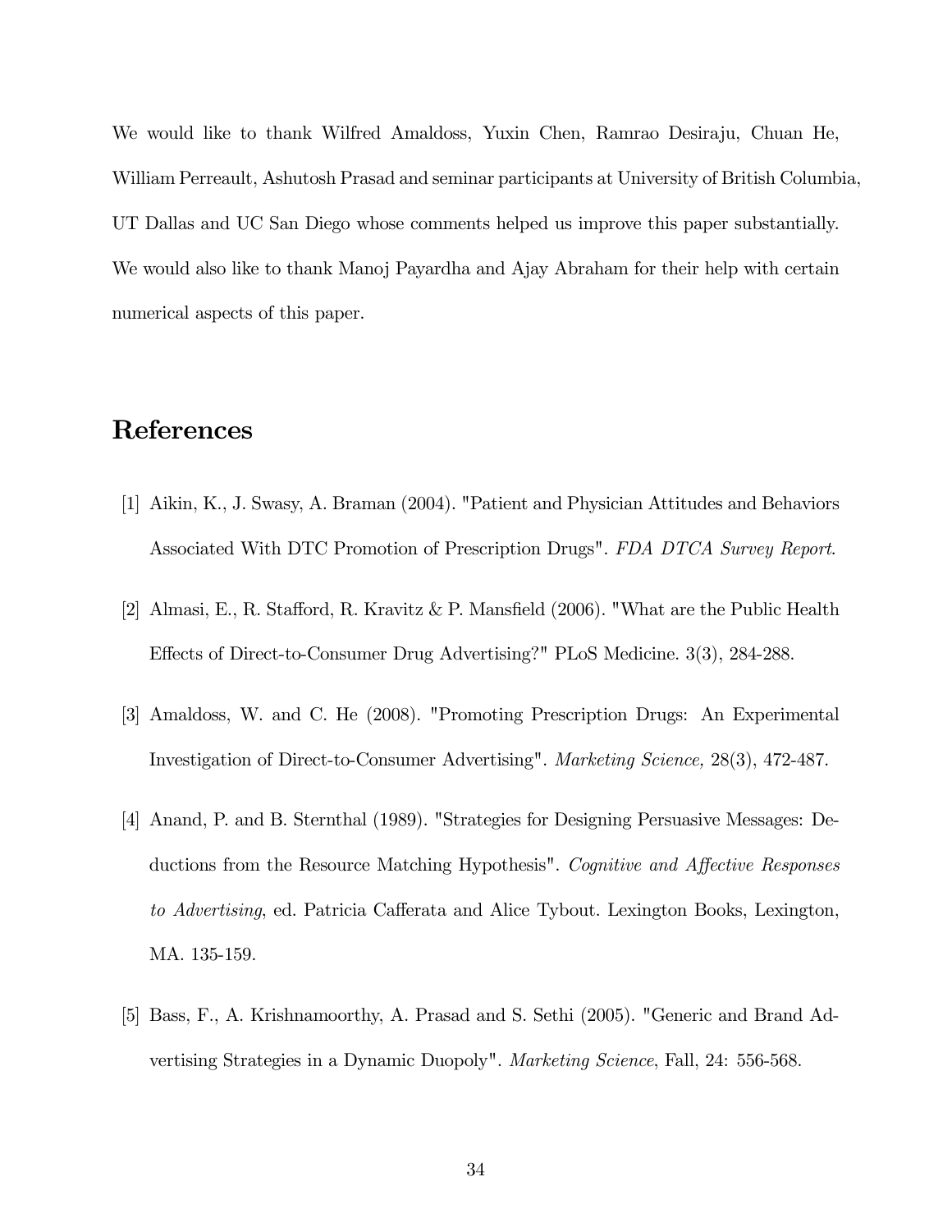We would like to thank Wilfred Amaldoss, Yuxin Chen, Ramrao Desiraju, Chuan He, William Perreault, Ashutosh Prasad and seminar participants at University of British Columbia, UT Dallas and UC San Diego whose comments helped us improve this paper substantially. We would also like to thank Manoj Payardha and Ajay Abraham for their help with certain numerical aspects of this paper.

# References

[1] Aikin, K., J. Swasy, A. Braman (2004). "Patient and Physician Attitudes and Behaviors Associated With DTC Promotion of Prescription Drugs". *FDA DTCA Survey Report*.

[2] Almasi, E., R. Stafford, R. Kravitz & P. Mansfield (2006). "What are the Public Health Effects of Direct-to-Consumer Drug Advertising?" PLoS Medicine. 3(3), 284-288.

[3] Amaldoss, W. and C. He (2008). "Promoting Prescription Drugs: An Experimental Investigation of Direct-to-Consumer Advertising". *Marketing Science,* 28(3), 472-487.

[4] Anand, P. and B. Sternthal (1989). "Strategies for Designing Persuasive Messages: Deductions from the Resource Matching Hypothesis". *Cognitive and Affective Responses to Advertising*, ed. Patricia Cafferata and Alice Tybout. Lexington Books, Lexington, MA. 135-159.

[5] Bass, F., A. Krishnamoorthy, A. Prasad and S. Sethi (2005). "Generic and Brand Advertising Strategies in a Dynamic Duopoly". *Marketing Science*, Fall, 24: 556-568.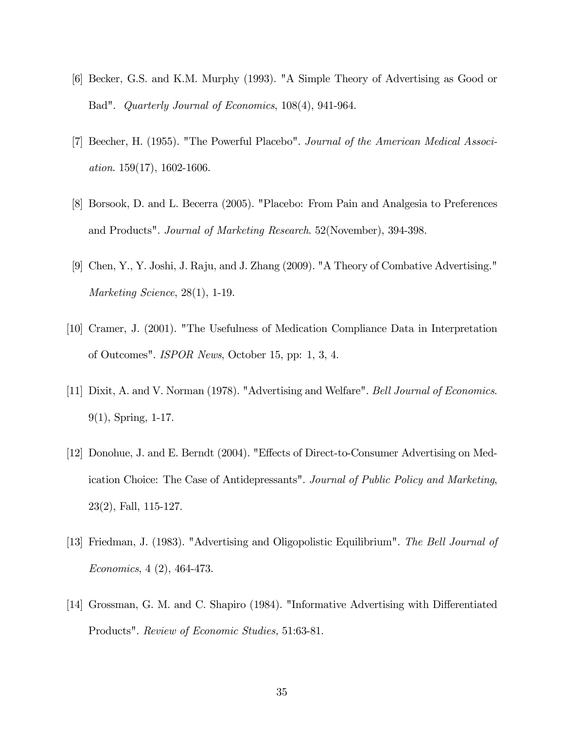[6] Becker, G.S. and K.M. Murphy (1993). "A Simple Theory of Advertising as Good or Bad". *Quarterly Journal of Economics*, 108(4), 941-964.

[7] Beecher, H. (1955). "The Powerful Placebo". *Journal of the American Medical Association*. 159(17), 1602-1606.

[8] Borsook, D. and L. Becerra (2005). "Placebo: From Pain and Analgesia to Preferences and Products". *Journal of Marketing Research*. 52(November), 394-398.

[9] Chen, Y., Y. Joshi, J. Raju, and J. Zhang (2009). "A Theory of Combative Advertising." *Marketing Science*, 28(1), 1-19.

[10] Cramer, J. (2001). "The Usefulness of Medication Compliance Data in Interpretation of Outcomes". *ISPOR News*, October 15, pp: 1, 3, 4.

[11] Dixit, A. and V. Norman (1978). "Advertising and Welfare". *Bell Journal of Economics*. 9(1), Spring, 1-17.

[12] Donohue, J. and E. Berndt (2004). "Effects of Direct-to-Consumer Advertising on Medication Choice: The Case of Antidepressants". *Journal of Public Policy and Marketing*, 23(2), Fall, 115-127.

[13] Friedman, J. (1983). "Advertising and Oligopolistic Equilibrium". *The Bell Journal of Economics*, 4 (2), 464-473.

[14] Grossman, G. M. and C. Shapiro (1984). "Informative Advertising with Differentiated Products". *Review of Economic Studies,* 51:63-81.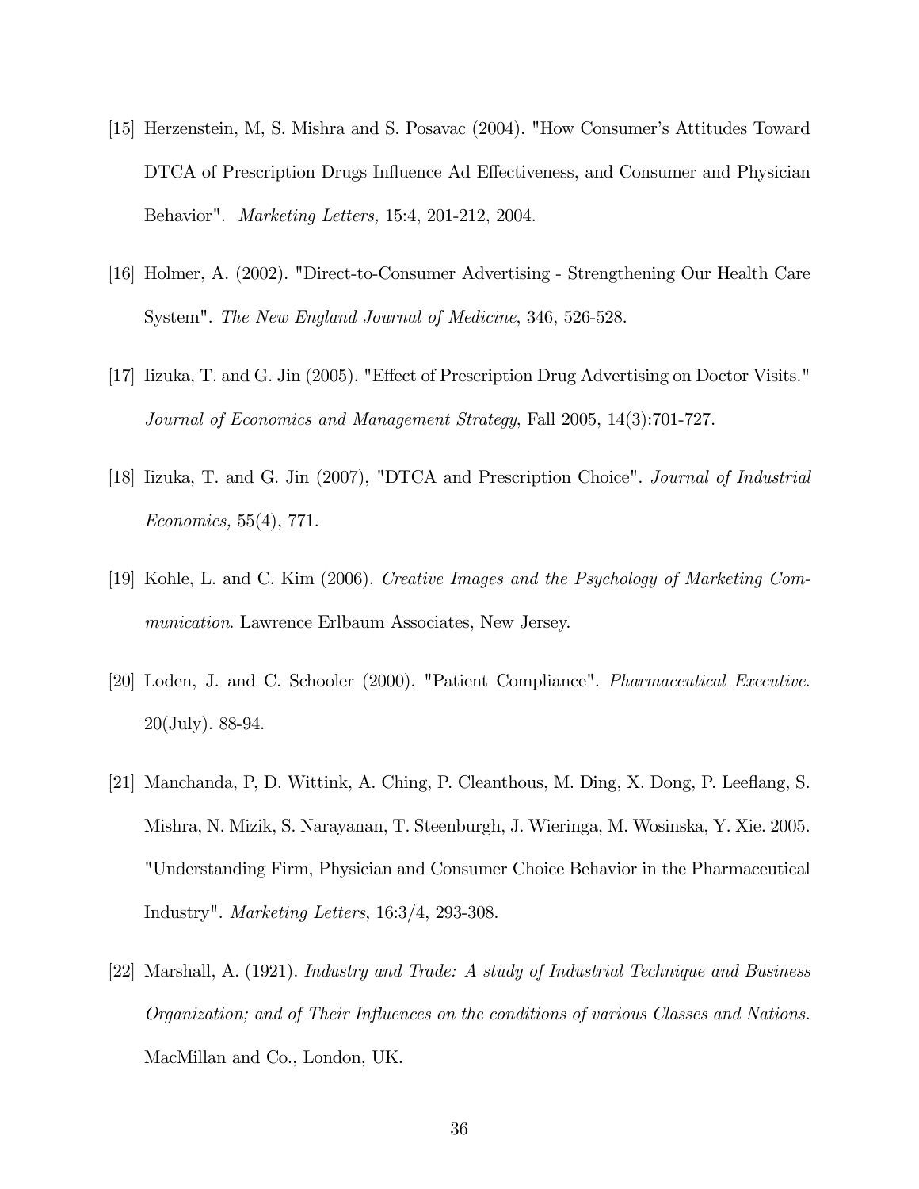[15] Herzenstein, M, S. Mishra and S. Posavac (2004). "How Consumer's Attitudes Toward DTCA of Prescription Drugs Influence Ad Effectiveness, and Consumer and Physician Behavior". *Marketing Letters,* 15:4, 201-212, 2004.

[16] Holmer, A. (2002). "Direct-to-Consumer Advertising - Strengthening Our Health Care System". *The New England Journal of Medicine*, 346, 526-528.

[17] Iizuka, T. and G. Jin (2005), "Effect of Prescription Drug Advertising on Doctor Visits." *Journal of Economics and Management Strategy*, Fall 2005, 14(3):701-727.

[18] Iizuka, T. and G. Jin (2007), "DTCA and Prescription Choice". *Journal of Industrial Economics,* 55(4), 771.

[19] Kohle, L. and C. Kim (2006). *Creative Images and the Psychology of Marketing Communication*. Lawrence Erlbaum Associates, New Jersey.

[20] Loden, J. and C. Schooler (2000). "Patient Compliance". *Pharmaceutical Executive*. 20(July). 88-94.

[21] Manchanda, P, D. Wittink, A. Ching, P. Cleanthous, M. Ding, X. Dong, P. Leeflang, S. Mishra, N. Mizik, S. Narayanan, T. Steenburgh, J. Wieringa, M. Wosinska, Y. Xie. 2005. "Understanding Firm, Physician and Consumer Choice Behavior in the Pharmaceutical Industry". *Marketing Letters*, 16:3/4, 293-308.

[22] Marshall, A. (1921). *Industry and Trade: A study of Industrial Technique and Business Organization; and of Their Influences on the conditions of various Classes and Nations.* MacMillan and Co., London, UK.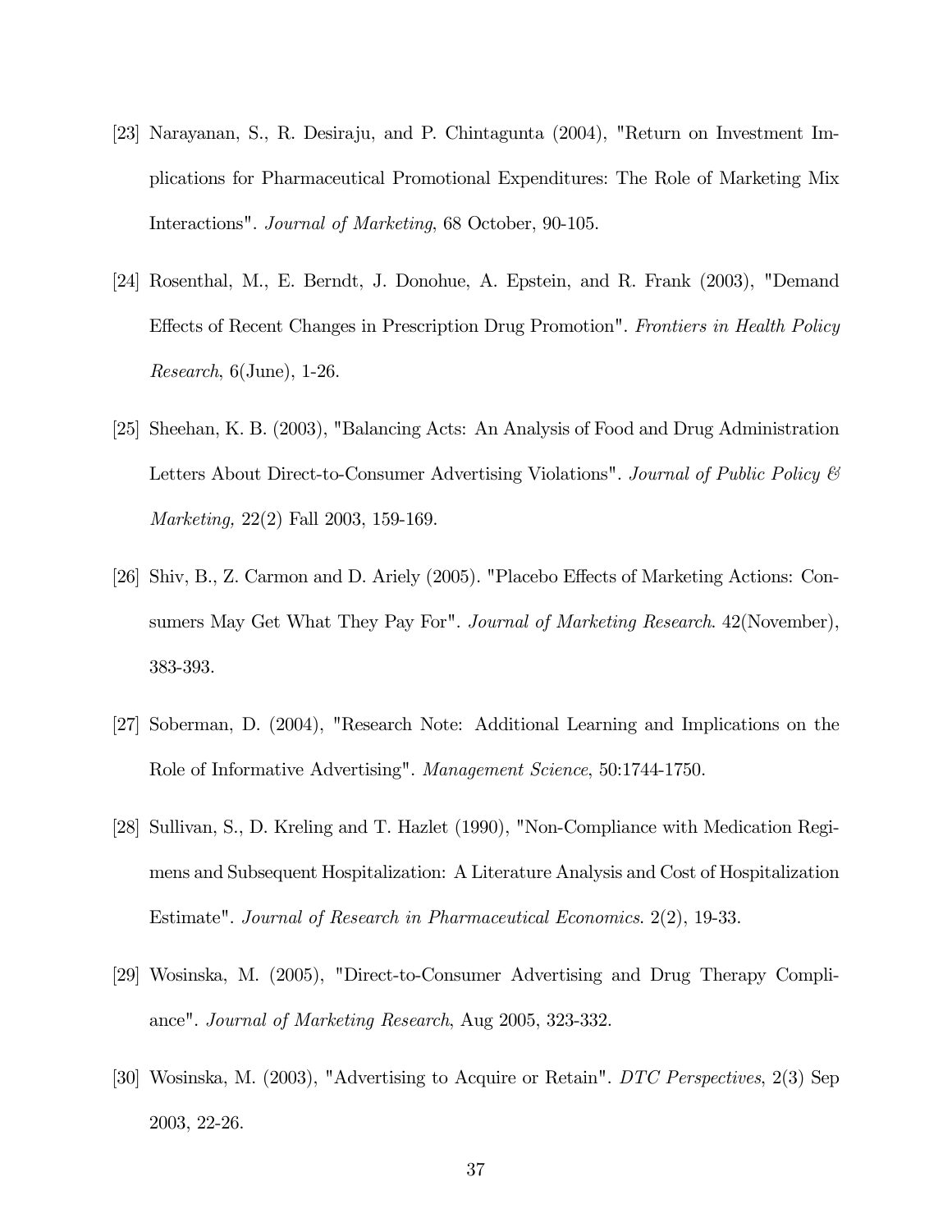[23] Narayanan, S., R. Desiraju, and P. Chintagunta (2004), "Return on Investment Implications for Pharmaceutical Promotional Expenditures: The Role of Marketing Mix Interactions". *Journal of Marketing*, 68 October, 90-105.

[24] Rosenthal, M., E. Berndt, J. Donohue, A. Epstein, and R. Frank (2003), "Demand Effects of Recent Changes in Prescription Drug Promotion". *Frontiers in Health Policy Research*, 6(June), 1-26.

[25] Sheehan, K. B. (2003), "Balancing Acts: An Analysis of Food and Drug Administration Letters About Direct-to-Consumer Advertising Violations". *Journal of Public Policy & Marketing,* 22(2) Fall 2003, 159-169.

[26] Shiv, B., Z. Carmon and D. Ariely (2005). "Placebo Effects of Marketing Actions: Consumers May Get What They Pay For". *Journal of Marketing Research*. 42(November), 383-393.

[27] Soberman, D. (2004), "Research Note: Additional Learning and Implications on the Role of Informative Advertising". *Management Science*, 50:1744-1750.

[28] Sullivan, S., D. Kreling and T. Hazlet (1990), "Non-Compliance with Medication Regimens and Subsequent Hospitalization: A Literature Analysis and Cost of Hospitalization Estimate". *Journal of Research in Pharmaceutical Economics*. 2(2), 19-33.

[29] Wosinska, M. (2005), "Direct-to-Consumer Advertising and Drug Therapy Compliance". *Journal of Marketing Research*, Aug 2005, 323-332.

[30] Wosinska, M. (2003), "Advertising to Acquire or Retain". *DTC Perspectives*, 2(3) Sep 2003, 22-26.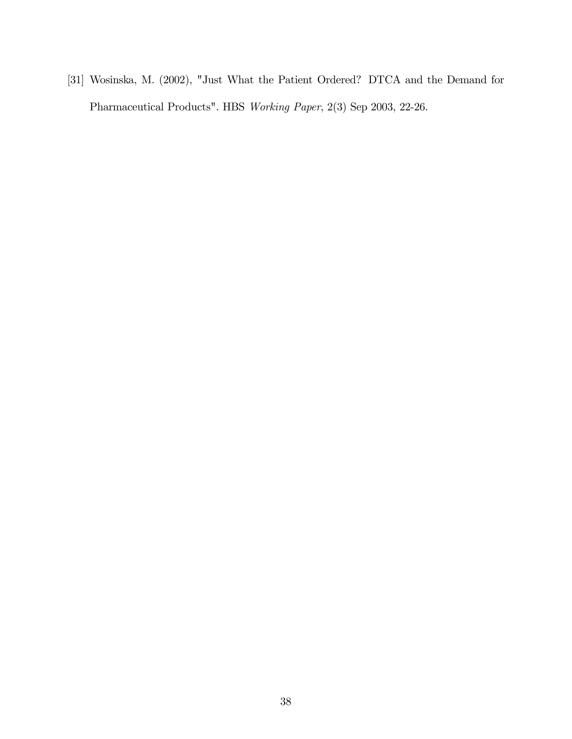[31] Wosinska, M. (2002), "Just What the Patient Ordered? DTCA and the Demand for Pharmaceutical Products". HBS *Working Paper*, 2(3) Sep 2003, 22-26.